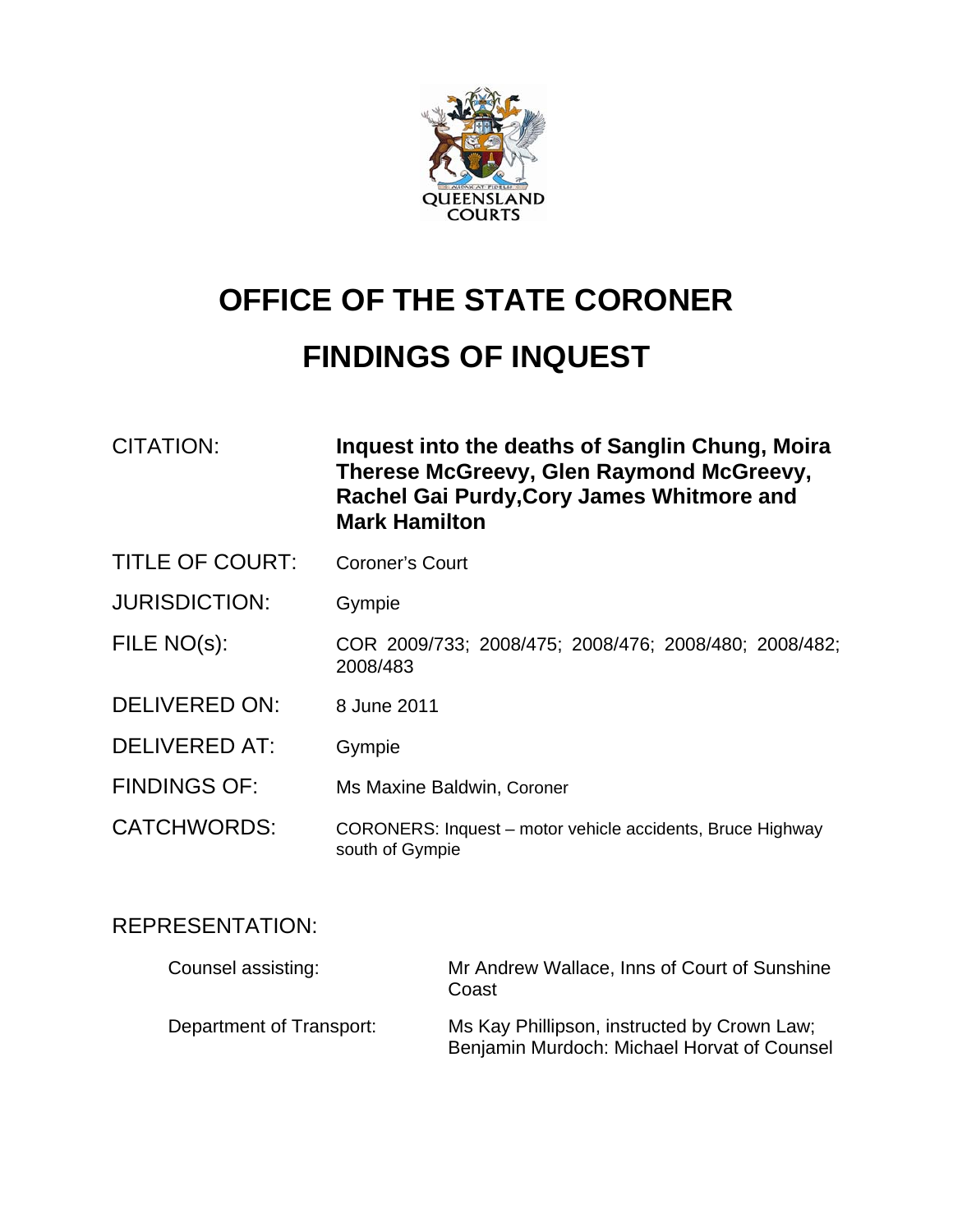QUEENSLAND COURTS

# OFFICE OF THE STATE CORONER

# FINDINGS OF INQUEST

| | |
|---|---|
| CITATION: | **Inquest into the deaths of Sanglin Chung, Moira Therese McGreevy, Glen Raymond McGreevy, Rachel Gai Purdy,Cory James Whitmore and Mark Hamilton** |
| TITLE OF COURT: | Coroner's Court |
| JURISDICTION: | Gympie |
| FILE NO(s): | COR 2009/733; 2008/475; 2008/476; 2008/480; 2008/482; 2008/483 |
| DELIVERED ON: | 8 June 2011 |
| DELIVERED AT: | Gympie |
| FINDINGS OF: | Ms Maxine Baldwin, Coroner |
| CATCHWORDS: | CORONERS: Inquest – motor vehicle accidents, Bruce Highway south of Gympie |

REPRESENTATION:

| | |
|---|---|
| Counsel assisting: | Mr Andrew Wallace, Inns of Court of Sunshine Coast |
| Department of Transport: | Ms Kay Phillipson, instructed by Crown Law; Benjamin Murdoch: Michael Horvat of Counsel |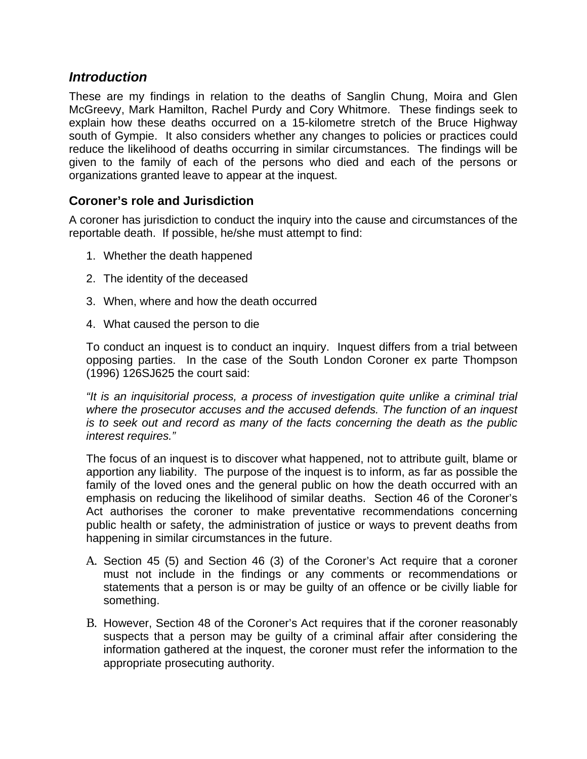## *Introduction*

These are my findings in relation to the deaths of Sanglin Chung, Moira and Glen McGreevy, Mark Hamilton, Rachel Purdy and Cory Whitmore. These findings seek to explain how these deaths occurred on a 15-kilometre stretch of the Bruce Highway south of Gympie. It also considers whether any changes to policies or practices could reduce the likelihood of deaths occurring in similar circumstances. The findings will be given to the family of each of the persons who died and each of the persons or organizations granted leave to appear at the inquest.

### Coroner's role and Jurisdiction

A coroner has jurisdiction to conduct the inquiry into the cause and circumstances of the reportable death. If possible, he/she must attempt to find:

1. Whether the death happened
2. The identity of the deceased
3. When, where and how the death occurred
4. What caused the person to die

To conduct an inquest is to conduct an inquiry. Inquest differs from a trial between opposing parties. In the case of the South London Coroner ex parte Thompson (1996) 126SJ625 the court said:

*"It is an inquisitorial process, a process of investigation quite unlike a criminal trial where the prosecutor accuses and the accused defends. The function of an inquest is to seek out and record as many of the facts concerning the death as the public interest requires."*

The focus of an inquest is to discover what happened, not to attribute guilt, blame or apportion any liability. The purpose of the inquest is to inform, as far as possible the family of the loved ones and the general public on how the death occurred with an emphasis on reducing the likelihood of similar deaths. Section 46 of the Coroner's Act authorises the coroner to make preventative recommendations concerning public health or safety, the administration of justice or ways to prevent deaths from happening in similar circumstances in the future.

A. Section 45 (5) and Section 46 (3) of the Coroner's Act require that a coroner must not include in the findings or any comments or recommendations or statements that a person is or may be guilty of an offence or be civilly liable for something.

B. However, Section 48 of the Coroner's Act requires that if the coroner reasonably suspects that a person may be guilty of a criminal affair after considering the information gathered at the inquest, the coroner must refer the information to the appropriate prosecuting authority.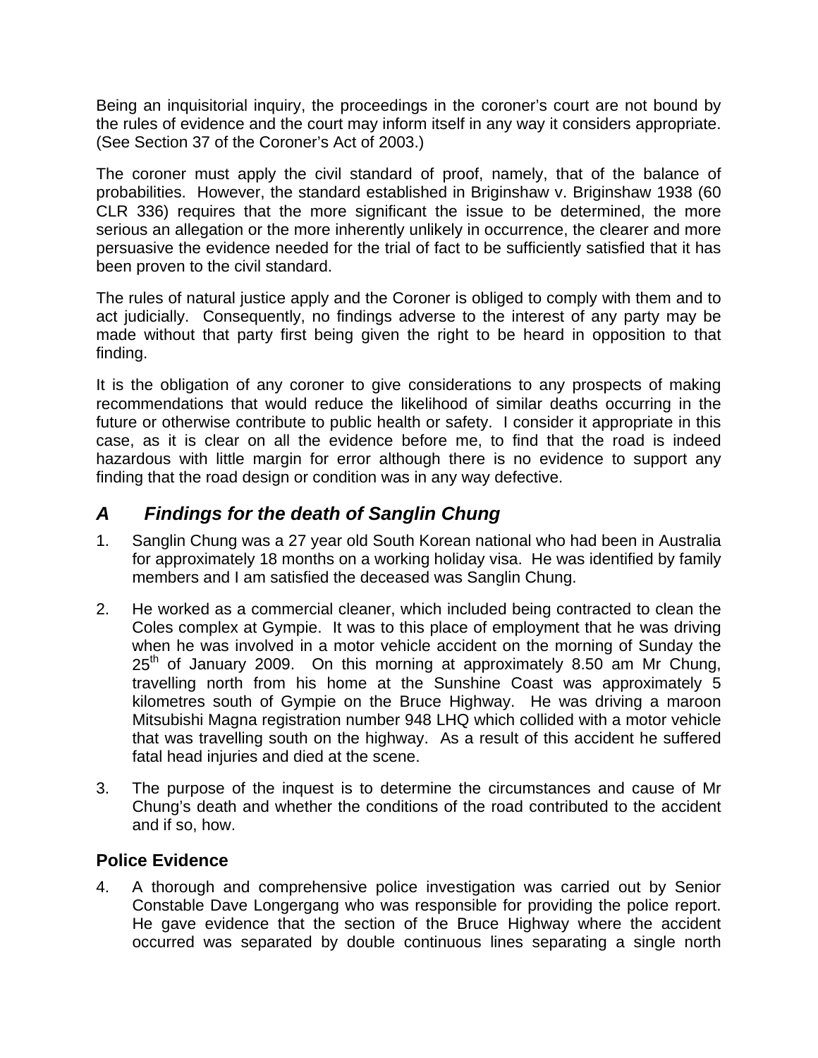Being an inquisitorial inquiry, the proceedings in the coroner's court are not bound by the rules of evidence and the court may inform itself in any way it considers appropriate. (See Section 37 of the Coroner's Act of 2003.)

The coroner must apply the civil standard of proof, namely, that of the balance of probabilities. However, the standard established in Briginshaw v. Briginshaw 1938 (60 CLR 336) requires that the more significant the issue to be determined, the more serious an allegation or the more inherently unlikely in occurrence, the clearer and more persuasive the evidence needed for the trial of fact to be sufficiently satisfied that it has been proven to the civil standard.

The rules of natural justice apply and the Coroner is obliged to comply with them and to act judicially. Consequently, no findings adverse to the interest of any party may be made without that party first being given the right to be heard in opposition to that finding.

It is the obligation of any coroner to give considerations to any prospects of making recommendations that would reduce the likelihood of similar deaths occurring in the future or otherwise contribute to public health or safety. I consider it appropriate in this case, as it is clear on all the evidence before me, to find that the road is indeed hazardous with little margin for error although there is no evidence to support any finding that the road design or condition was in any way defective.

## *A Findings for the death of Sanglin Chung*

1. Sanglin Chung was a 27 year old South Korean national who had been in Australia for approximately 18 months on a working holiday visa. He was identified by family members and I am satisfied the deceased was Sanglin Chung.

2. He worked as a commercial cleaner, which included being contracted to clean the Coles complex at Gympie. It was to this place of employment that he was driving when he was involved in a motor vehicle accident on the morning of Sunday the 25th of January 2009. On this morning at approximately 8.50 am Mr Chung, travelling north from his home at the Sunshine Coast was approximately 5 kilometres south of Gympie on the Bruce Highway. He was driving a maroon Mitsubishi Magna registration number 948 LHQ which collided with a motor vehicle that was travelling south on the highway. As a result of this accident he suffered fatal head injuries and died at the scene.

3. The purpose of the inquest is to determine the circumstances and cause of Mr Chung's death and whether the conditions of the road contributed to the accident and if so, how.

### Police Evidence

4. A thorough and comprehensive police investigation was carried out by Senior Constable Dave Longergang who was responsible for providing the police report. He gave evidence that the section of the Bruce Highway where the accident occurred was separated by double continuous lines separating a single north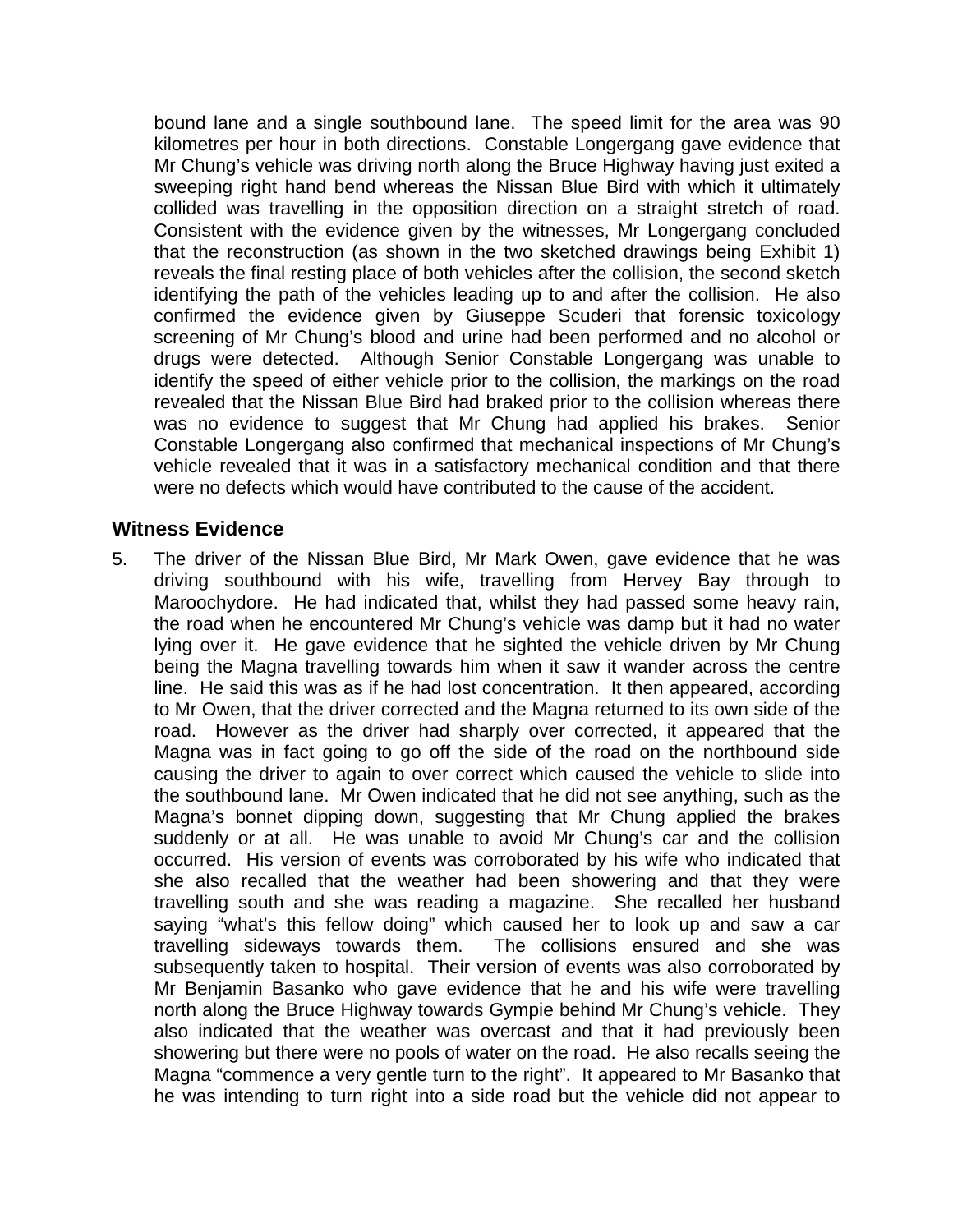bound lane and a single southbound lane. The speed limit for the area was 90 kilometres per hour in both directions. Constable Longergang gave evidence that Mr Chung's vehicle was driving north along the Bruce Highway having just exited a sweeping right hand bend whereas the Nissan Blue Bird with which it ultimately collided was travelling in the opposition direction on a straight stretch of road. Consistent with the evidence given by the witnesses, Mr Longergang concluded that the reconstruction (as shown in the two sketched drawings being Exhibit 1) reveals the final resting place of both vehicles after the collision, the second sketch identifying the path of the vehicles leading up to and after the collision. He also confirmed the evidence given by Giuseppe Scuderi that forensic toxicology screening of Mr Chung's blood and urine had been performed and no alcohol or drugs were detected. Although Senior Constable Longergang was unable to identify the speed of either vehicle prior to the collision, the markings on the road revealed that the Nissan Blue Bird had braked prior to the collision whereas there was no evidence to suggest that Mr Chung had applied his brakes. Senior Constable Longergang also confirmed that mechanical inspections of Mr Chung's vehicle revealed that it was in a satisfactory mechanical condition and that there were no defects which would have contributed to the cause of the accident.

## Witness Evidence

5. The driver of the Nissan Blue Bird, Mr Mark Owen, gave evidence that he was driving southbound with his wife, travelling from Hervey Bay through to Maroochydore. He had indicated that, whilst they had passed some heavy rain, the road when he encountered Mr Chung's vehicle was damp but it had no water lying over it. He gave evidence that he sighted the vehicle driven by Mr Chung being the Magna travelling towards him when it saw it wander across the centre line. He said this was as if he had lost concentration. It then appeared, according to Mr Owen, that the driver corrected and the Magna returned to its own side of the road. However as the driver had sharply over corrected, it appeared that the Magna was in fact going to go off the side of the road on the northbound side causing the driver to again to over correct which caused the vehicle to slide into the southbound lane. Mr Owen indicated that he did not see anything, such as the Magna's bonnet dipping down, suggesting that Mr Chung applied the brakes suddenly or at all. He was unable to avoid Mr Chung's car and the collision occurred. His version of events was corroborated by his wife who indicated that she also recalled that the weather had been showering and that they were travelling south and she was reading a magazine. She recalled her husband saying "what's this fellow doing" which caused her to look up and saw a car travelling sideways towards them. The collisions ensured and she was subsequently taken to hospital. Their version of events was also corroborated by Mr Benjamin Basanko who gave evidence that he and his wife were travelling north along the Bruce Highway towards Gympie behind Mr Chung's vehicle. They also indicated that the weather was overcast and that it had previously been showering but there were no pools of water on the road. He also recalls seeing the Magna "commence a very gentle turn to the right". It appeared to Mr Basanko that he was intending to turn right into a side road but the vehicle did not appear to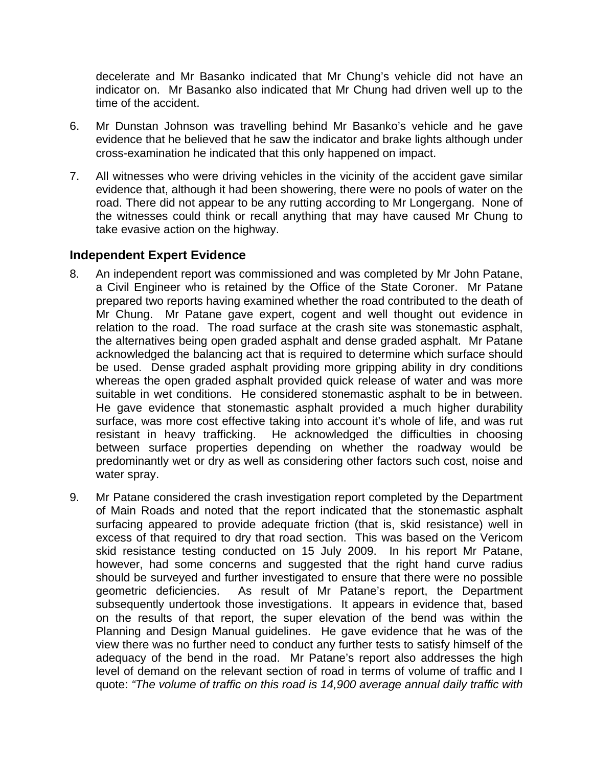decelerate and Mr Basanko indicated that Mr Chung's vehicle did not have an indicator on. Mr Basanko also indicated that Mr Chung had driven well up to the time of the accident.

6. Mr Dunstan Johnson was travelling behind Mr Basanko's vehicle and he gave evidence that he believed that he saw the indicator and brake lights although under cross-examination he indicated that this only happened on impact.

7. All witnesses who were driving vehicles in the vicinity of the accident gave similar evidence that, although it had been showering, there were no pools of water on the road. There did not appear to be any rutting according to Mr Longergang. None of the witnesses could think or recall anything that may have caused Mr Chung to take evasive action on the highway.

## Independent Expert Evidence

8. An independent report was commissioned and was completed by Mr John Patane, a Civil Engineer who is retained by the Office of the State Coroner. Mr Patane prepared two reports having examined whether the road contributed to the death of Mr Chung. Mr Patane gave expert, cogent and well thought out evidence in relation to the road. The road surface at the crash site was stonemastic asphalt, the alternatives being open graded asphalt and dense graded asphalt. Mr Patane acknowledged the balancing act that is required to determine which surface should be used. Dense graded asphalt providing more gripping ability in dry conditions whereas the open graded asphalt provided quick release of water and was more suitable in wet conditions. He considered stonemastic asphalt to be in between. He gave evidence that stonemastic asphalt provided a much higher durability surface, was more cost effective taking into account it's whole of life, and was rut resistant in heavy trafficking. He acknowledged the difficulties in choosing between surface properties depending on whether the roadway would be predominantly wet or dry as well as considering other factors such cost, noise and water spray.

9. Mr Patane considered the crash investigation report completed by the Department of Main Roads and noted that the report indicated that the stonemastic asphalt surfacing appeared to provide adequate friction (that is, skid resistance) well in excess of that required to dry that road section. This was based on the Vericom skid resistance testing conducted on 15 July 2009. In his report Mr Patane, however, had some concerns and suggested that the right hand curve radius should be surveyed and further investigated to ensure that there were no possible geometric deficiencies. As result of Mr Patane's report, the Department subsequently undertook those investigations. It appears in evidence that, based on the results of that report, the super elevation of the bend was within the Planning and Design Manual guidelines. He gave evidence that he was of the view there was no further need to conduct any further tests to satisfy himself of the adequacy of the bend in the road. Mr Patane's report also addresses the high level of demand on the relevant section of road in terms of volume of traffic and I quote: *"The volume of traffic on this road is 14,900 average annual daily traffic with*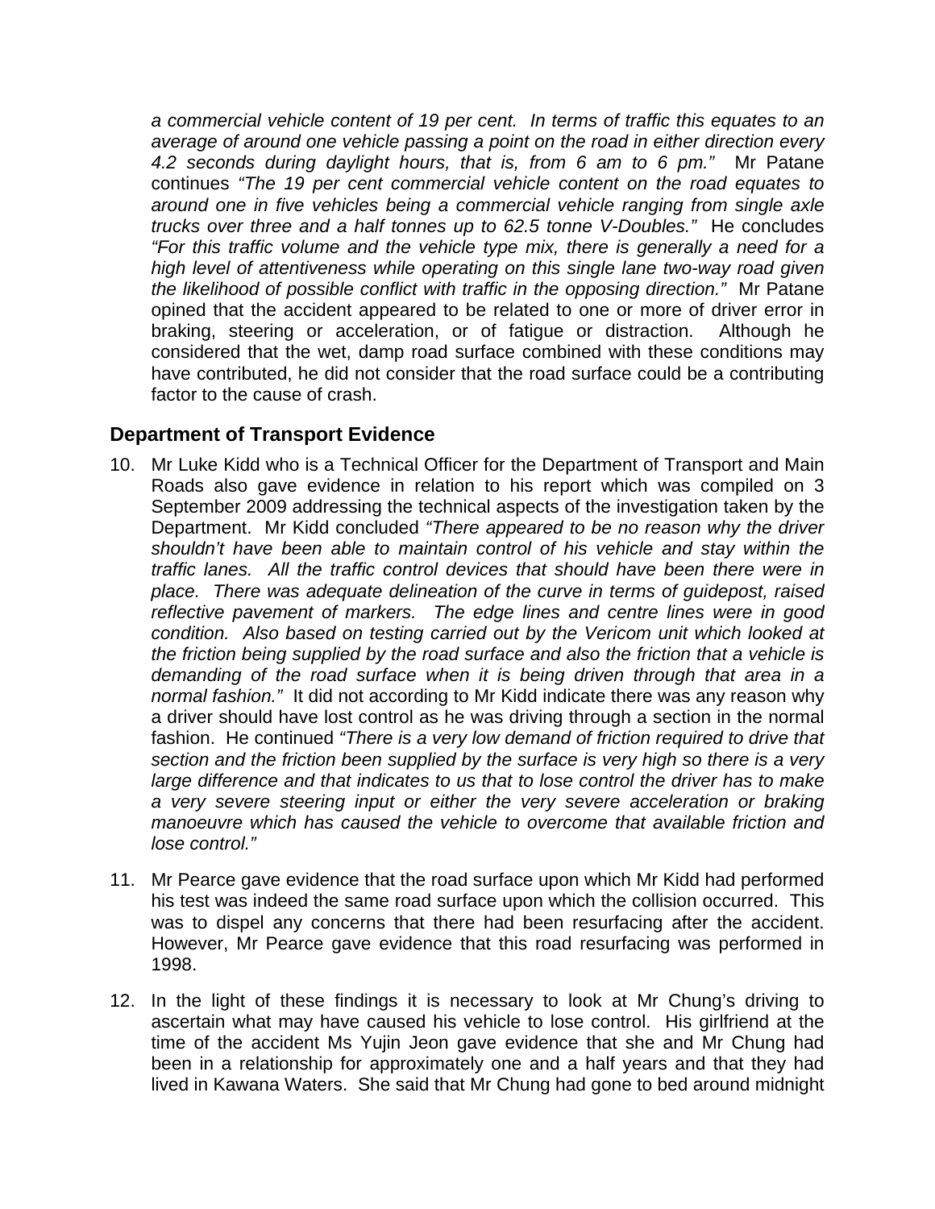*a commercial vehicle content of 19 per cent. In terms of traffic this equates to an average of around one vehicle passing a point on the road in either direction every 4.2 seconds during daylight hours, that is, from 6 am to 6 pm."* Mr Patane continues *"The 19 per cent commercial vehicle content on the road equates to around one in five vehicles being a commercial vehicle ranging from single axle trucks over three and a half tonnes up to 62.5 tonne V-Doubles."* He concludes *"For this traffic volume and the vehicle type mix, there is generally a need for a high level of attentiveness while operating on this single lane two-way road given the likelihood of possible conflict with traffic in the opposing direction."* Mr Patane opined that the accident appeared to be related to one or more of driver error in braking, steering or acceleration, or of fatigue or distraction. Although he considered that the wet, damp road surface combined with these conditions may have contributed, he did not consider that the road surface could be a contributing factor to the cause of crash.

## Department of Transport Evidence

10. Mr Luke Kidd who is a Technical Officer for the Department of Transport and Main Roads also gave evidence in relation to his report which was compiled on 3 September 2009 addressing the technical aspects of the investigation taken by the Department. Mr Kidd concluded *"There appeared to be no reason why the driver shouldn't have been able to maintain control of his vehicle and stay within the traffic lanes. All the traffic control devices that should have been there were in place. There was adequate delineation of the curve in terms of guidepost, raised reflective pavement of markers. The edge lines and centre lines were in good condition. Also based on testing carried out by the Vericom unit which looked at the friction being supplied by the road surface and also the friction that a vehicle is demanding of the road surface when it is being driven through that area in a normal fashion."* It did not according to Mr Kidd indicate there was any reason why a driver should have lost control as he was driving through a section in the normal fashion. He continued *"There is a very low demand of friction required to drive that section and the friction been supplied by the surface is very high so there is a very large difference and that indicates to us that to lose control the driver has to make a very severe steering input or either the very severe acceleration or braking manoeuvre which has caused the vehicle to overcome that available friction and lose control."*

11. Mr Pearce gave evidence that the road surface upon which Mr Kidd had performed his test was indeed the same road surface upon which the collision occurred. This was to dispel any concerns that there had been resurfacing after the accident. However, Mr Pearce gave evidence that this road resurfacing was performed in 1998.

12. In the light of these findings it is necessary to look at Mr Chung's driving to ascertain what may have caused his vehicle to lose control. His girlfriend at the time of the accident Ms Yujin Jeon gave evidence that she and Mr Chung had been in a relationship for approximately one and a half years and that they had lived in Kawana Waters. She said that Mr Chung had gone to bed around midnight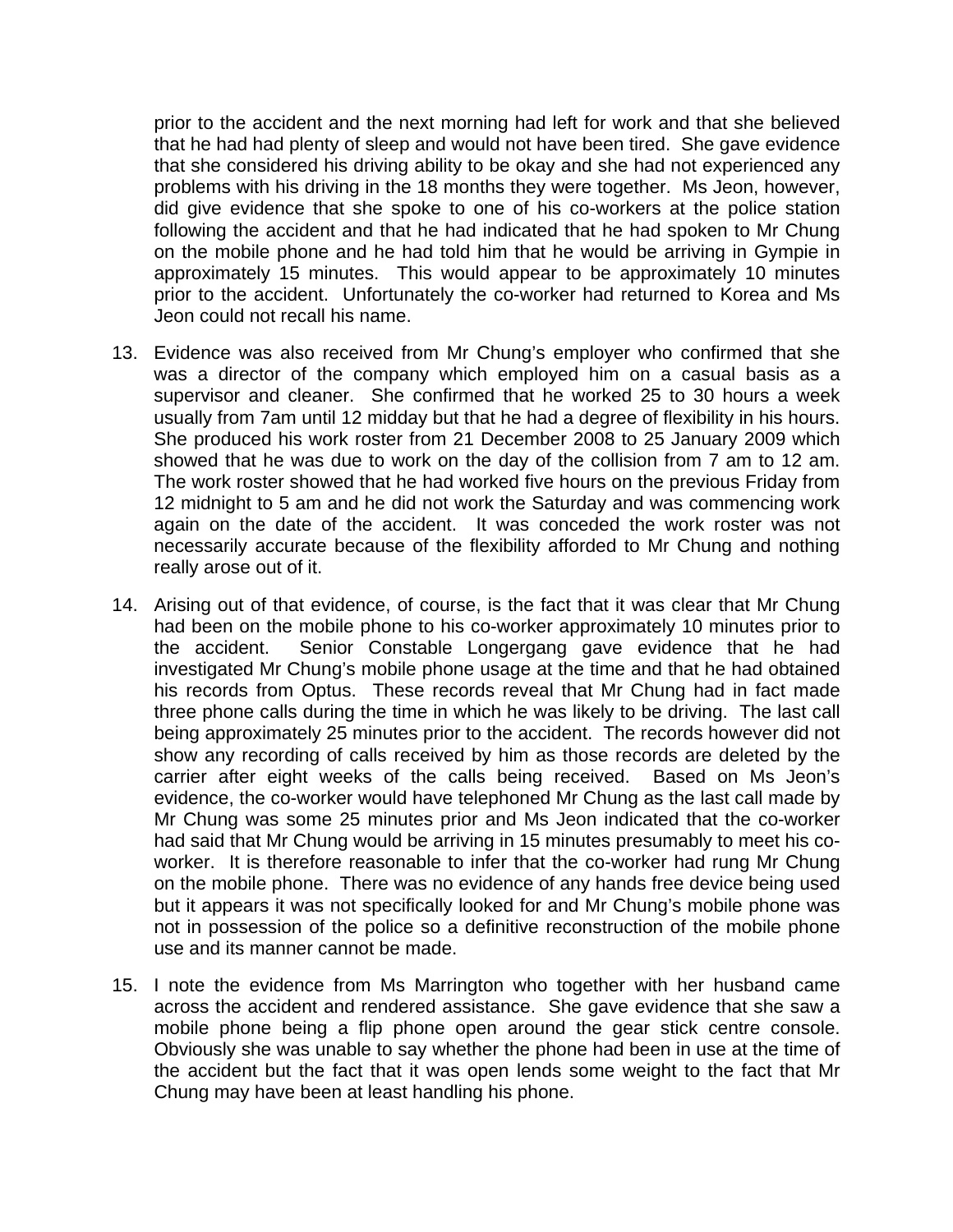prior to the accident and the next morning had left for work and that she believed that he had had plenty of sleep and would not have been tired. She gave evidence that she considered his driving ability to be okay and she had not experienced any problems with his driving in the 18 months they were together. Ms Jeon, however, did give evidence that she spoke to one of his co-workers at the police station following the accident and that he had indicated that he had spoken to Mr Chung on the mobile phone and he had told him that he would be arriving in Gympie in approximately 15 minutes. This would appear to be approximately 10 minutes prior to the accident. Unfortunately the co-worker had returned to Korea and Ms Jeon could not recall his name.

13. Evidence was also received from Mr Chung's employer who confirmed that she was a director of the company which employed him on a casual basis as a supervisor and cleaner. She confirmed that he worked 25 to 30 hours a week usually from 7am until 12 midday but that he had a degree of flexibility in his hours. She produced his work roster from 21 December 2008 to 25 January 2009 which showed that he was due to work on the day of the collision from 7 am to 12 am. The work roster showed that he had worked five hours on the previous Friday from 12 midnight to 5 am and he did not work the Saturday and was commencing work again on the date of the accident. It was conceded the work roster was not necessarily accurate because of the flexibility afforded to Mr Chung and nothing really arose out of it.

14. Arising out of that evidence, of course, is the fact that it was clear that Mr Chung had been on the mobile phone to his co-worker approximately 10 minutes prior to the accident. Senior Constable Longergang gave evidence that he had investigated Mr Chung's mobile phone usage at the time and that he had obtained his records from Optus. These records reveal that Mr Chung had in fact made three phone calls during the time in which he was likely to be driving. The last call being approximately 25 minutes prior to the accident. The records however did not show any recording of calls received by him as those records are deleted by the carrier after eight weeks of the calls being received. Based on Ms Jeon's evidence, the co-worker would have telephoned Mr Chung as the last call made by Mr Chung was some 25 minutes prior and Ms Jeon indicated that the co-worker had said that Mr Chung would be arriving in 15 minutes presumably to meet his co-worker. It is therefore reasonable to infer that the co-worker had rung Mr Chung on the mobile phone. There was no evidence of any hands free device being used but it appears it was not specifically looked for and Mr Chung's mobile phone was not in possession of the police so a definitive reconstruction of the mobile phone use and its manner cannot be made.

15. I note the evidence from Ms Marrington who together with her husband came across the accident and rendered assistance. She gave evidence that she saw a mobile phone being a flip phone open around the gear stick centre console. Obviously she was unable to say whether the phone had been in use at the time of the accident but the fact that it was open lends some weight to the fact that Mr Chung may have been at least handling his phone.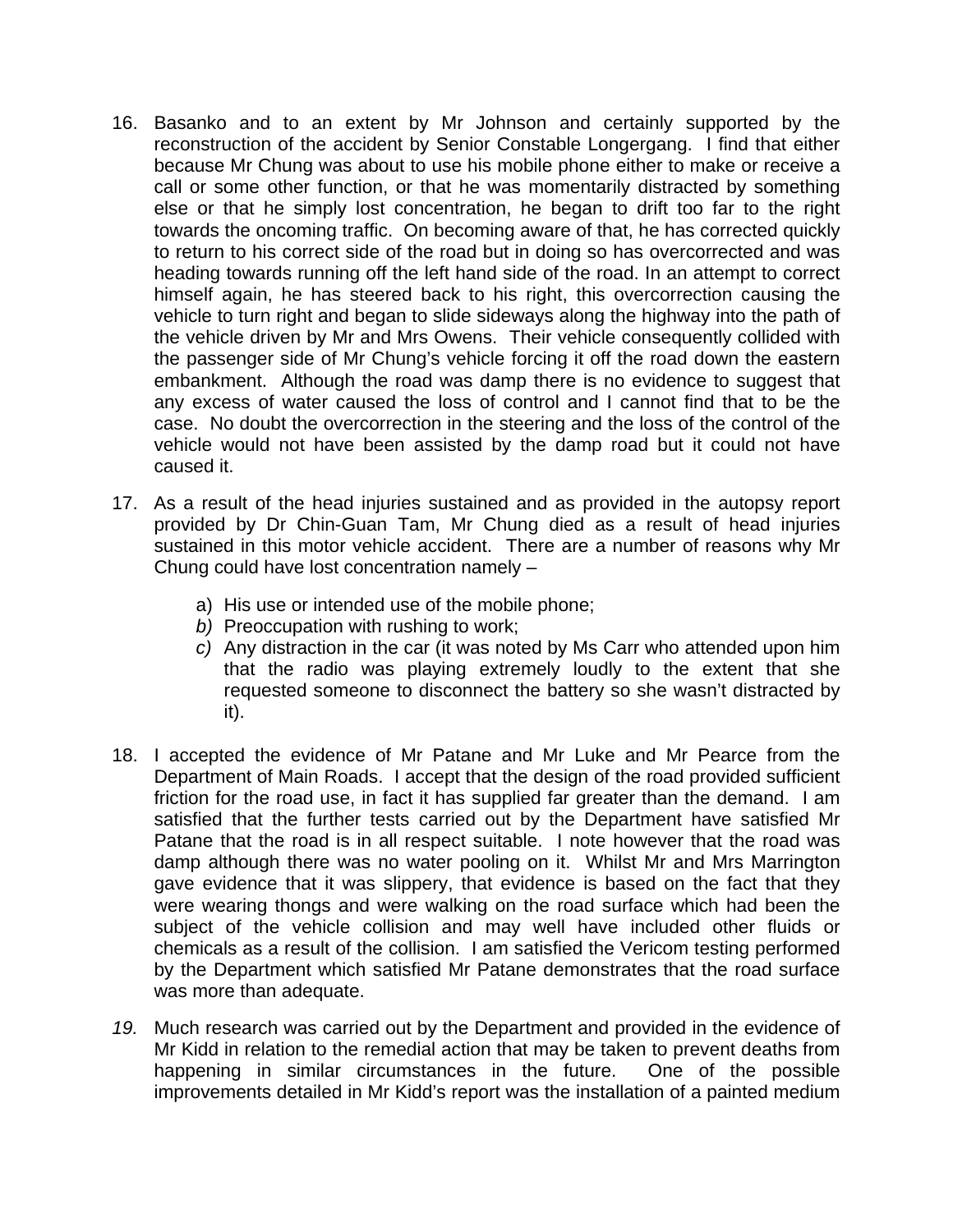16. Basanko and to an extent by Mr Johnson and certainly supported by the reconstruction of the accident by Senior Constable Longergang. I find that either because Mr Chung was about to use his mobile phone either to make or receive a call or some other function, or that he was momentarily distracted by something else or that he simply lost concentration, he began to drift too far to the right towards the oncoming traffic. On becoming aware of that, he has corrected quickly to return to his correct side of the road but in doing so has overcorrected and was heading towards running off the left hand side of the road. In an attempt to correct himself again, he has steered back to his right, this overcorrection causing the vehicle to turn right and began to slide sideways along the highway into the path of the vehicle driven by Mr and Mrs Owens. Their vehicle consequently collided with the passenger side of Mr Chung's vehicle forcing it off the road down the eastern embankment. Although the road was damp there is no evidence to suggest that any excess of water caused the loss of control and I cannot find that to be the case. No doubt the overcorrection in the steering and the loss of the control of the vehicle would not have been assisted by the damp road but it could not have caused it.

17. As a result of the head injuries sustained and as provided in the autopsy report provided by Dr Chin-Guan Tam, Mr Chung died as a result of head injuries sustained in this motor vehicle accident. There are a number of reasons why Mr Chung could have lost concentration namely –

    a) His use or intended use of the mobile phone;
    *b)* Preoccupation with rushing to work;
    *c)* Any distraction in the car (it was noted by Ms Carr who attended upon him that the radio was playing extremely loudly to the extent that she requested someone to disconnect the battery so she wasn't distracted by it).

18. I accepted the evidence of Mr Patane and Mr Luke and Mr Pearce from the Department of Main Roads. I accept that the design of the road provided sufficient friction for the road use, in fact it has supplied far greater than the demand. I am satisfied that the further tests carried out by the Department have satisfied Mr Patane that the road is in all respect suitable. I note however that the road was damp although there was no water pooling on it. Whilst Mr and Mrs Marrington gave evidence that it was slippery, that evidence is based on the fact that they were wearing thongs and were walking on the road surface which had been the subject of the vehicle collision and may well have included other fluids or chemicals as a result of the collision. I am satisfied the Vericom testing performed by the Department which satisfied Mr Patane demonstrates that the road surface was more than adequate.

*19.* Much research was carried out by the Department and provided in the evidence of Mr Kidd in relation to the remedial action that may be taken to prevent deaths from happening in similar circumstances in the future. One of the possible improvements detailed in Mr Kidd's report was the installation of a painted medium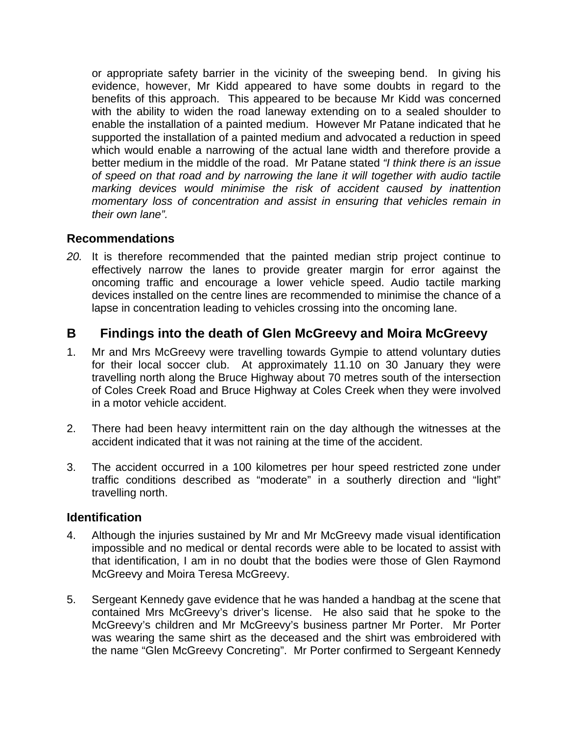or appropriate safety barrier in the vicinity of the sweeping bend. In giving his evidence, however, Mr Kidd appeared to have some doubts in regard to the benefits of this approach. This appeared to be because Mr Kidd was concerned with the ability to widen the road laneway extending on to a sealed shoulder to enable the installation of a painted medium. However Mr Patane indicated that he supported the installation of a painted medium and advocated a reduction in speed which would enable a narrowing of the actual lane width and therefore provide a better medium in the middle of the road. Mr Patane stated *"I think there is an issue of speed on that road and by narrowing the lane it will together with audio tactile marking devices would minimise the risk of accident caused by inattention momentary loss of concentration and assist in ensuring that vehicles remain in their own lane".*

### Recommendations

*20.* It is therefore recommended that the painted median strip project continue to effectively narrow the lanes to provide greater margin for error against the oncoming traffic and encourage a lower vehicle speed. Audio tactile marking devices installed on the centre lines are recommended to minimise the chance of a lapse in concentration leading to vehicles crossing into the oncoming lane.

## B Findings into the death of Glen McGreevy and Moira McGreevy

1. Mr and Mrs McGreevy were travelling towards Gympie to attend voluntary duties for their local soccer club. At approximately 11.10 on 30 January they were travelling north along the Bruce Highway about 70 metres south of the intersection of Coles Creek Road and Bruce Highway at Coles Creek when they were involved in a motor vehicle accident.

2. There had been heavy intermittent rain on the day although the witnesses at the accident indicated that it was not raining at the time of the accident.

3. The accident occurred in a 100 kilometres per hour speed restricted zone under traffic conditions described as "moderate" in a southerly direction and "light" travelling north.

### Identification

4. Although the injuries sustained by Mr and Mr McGreevy made visual identification impossible and no medical or dental records were able to be located to assist with that identification, I am in no doubt that the bodies were those of Glen Raymond McGreevy and Moira Teresa McGreevy.

5. Sergeant Kennedy gave evidence that he was handed a handbag at the scene that contained Mrs McGreevy's driver's license. He also said that he spoke to the McGreevy's children and Mr McGreevy's business partner Mr Porter. Mr Porter was wearing the same shirt as the deceased and the shirt was embroidered with the name "Glen McGreevy Concreting". Mr Porter confirmed to Sergeant Kennedy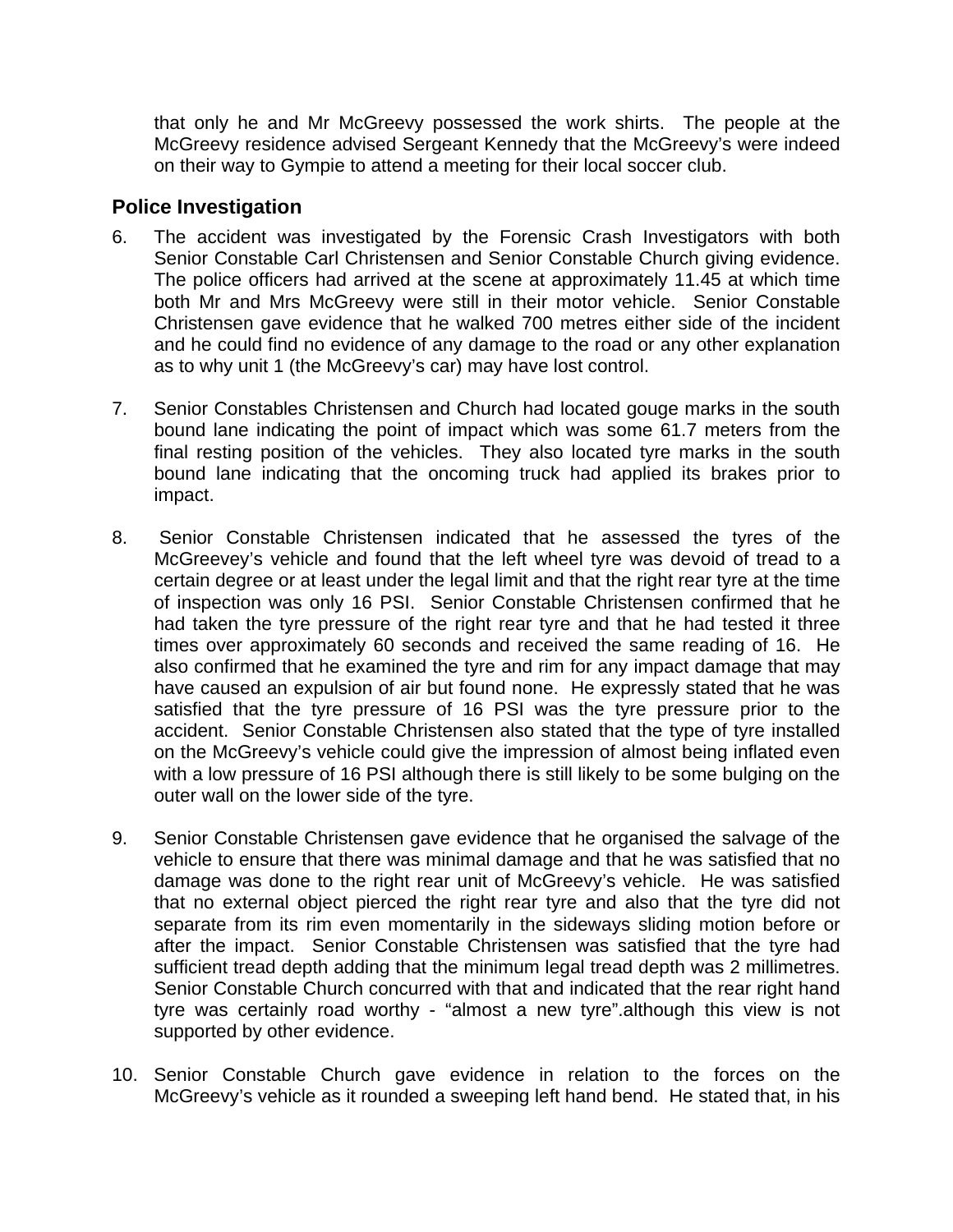that only he and Mr McGreevy possessed the work shirts. The people at the McGreevy residence advised Sergeant Kennedy that the McGreevy's were indeed on their way to Gympie to attend a meeting for their local soccer club.

## Police Investigation

6. The accident was investigated by the Forensic Crash Investigators with both Senior Constable Carl Christensen and Senior Constable Church giving evidence. The police officers had arrived at the scene at approximately 11.45 at which time both Mr and Mrs McGreevy were still in their motor vehicle. Senior Constable Christensen gave evidence that he walked 700 metres either side of the incident and he could find no evidence of any damage to the road or any other explanation as to why unit 1 (the McGreevy's car) may have lost control.

7. Senior Constables Christensen and Church had located gouge marks in the south bound lane indicating the point of impact which was some 61.7 meters from the final resting position of the vehicles. They also located tyre marks in the south bound lane indicating that the oncoming truck had applied its brakes prior to impact.

8. Senior Constable Christensen indicated that he assessed the tyres of the McGreevey's vehicle and found that the left wheel tyre was devoid of tread to a certain degree or at least under the legal limit and that the right rear tyre at the time of inspection was only 16 PSI. Senior Constable Christensen confirmed that he had taken the tyre pressure of the right rear tyre and that he had tested it three times over approximately 60 seconds and received the same reading of 16. He also confirmed that he examined the tyre and rim for any impact damage that may have caused an expulsion of air but found none. He expressly stated that he was satisfied that the tyre pressure of 16 PSI was the tyre pressure prior to the accident. Senior Constable Christensen also stated that the type of tyre installed on the McGreevy's vehicle could give the impression of almost being inflated even with a low pressure of 16 PSI although there is still likely to be some bulging on the outer wall on the lower side of the tyre.

9. Senior Constable Christensen gave evidence that he organised the salvage of the vehicle to ensure that there was minimal damage and that he was satisfied that no damage was done to the right rear unit of McGreevy's vehicle. He was satisfied that no external object pierced the right rear tyre and also that the tyre did not separate from its rim even momentarily in the sideways sliding motion before or after the impact. Senior Constable Christensen was satisfied that the tyre had sufficient tread depth adding that the minimum legal tread depth was 2 millimetres. Senior Constable Church concurred with that and indicated that the rear right hand tyre was certainly road worthy - "almost a new tyre".although this view is not supported by other evidence.

10. Senior Constable Church gave evidence in relation to the forces on the McGreevy's vehicle as it rounded a sweeping left hand bend. He stated that, in his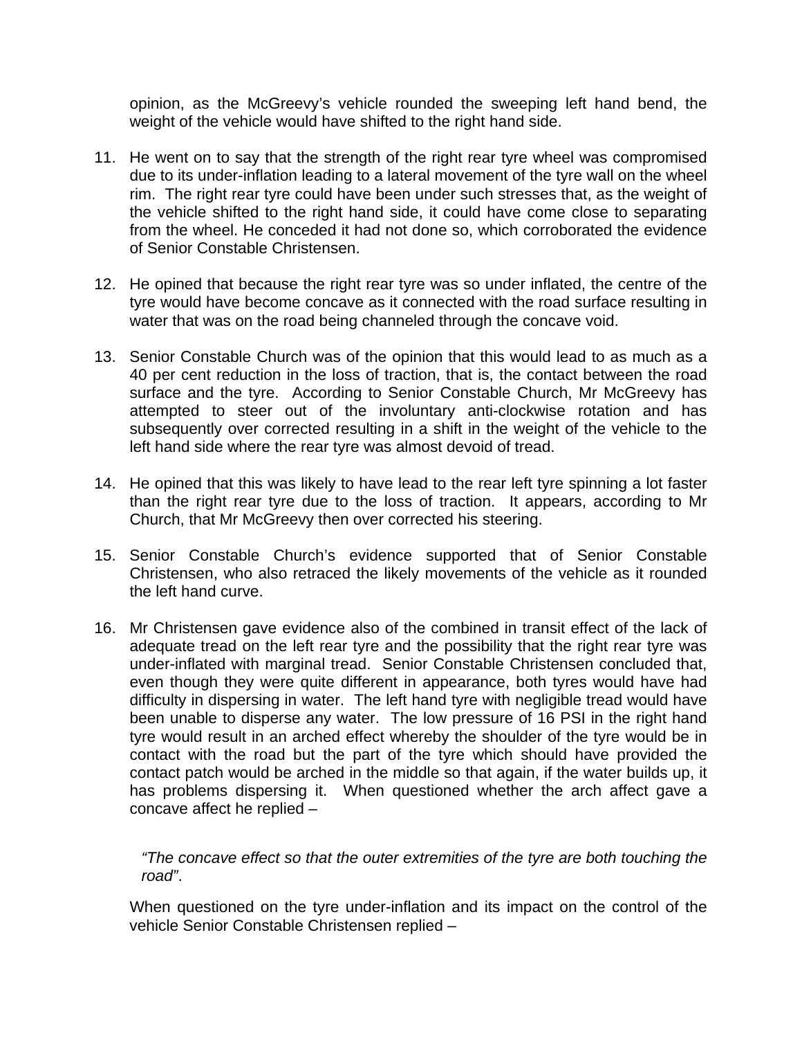opinion, as the McGreevy's vehicle rounded the sweeping left hand bend, the weight of the vehicle would have shifted to the right hand side.

11. He went on to say that the strength of the right rear tyre wheel was compromised due to its under-inflation leading to a lateral movement of the tyre wall on the wheel rim. The right rear tyre could have been under such stresses that, as the weight of the vehicle shifted to the right hand side, it could have come close to separating from the wheel. He conceded it had not done so, which corroborated the evidence of Senior Constable Christensen.

12. He opined that because the right rear tyre was so under inflated, the centre of the tyre would have become concave as it connected with the road surface resulting in water that was on the road being channeled through the concave void.

13. Senior Constable Church was of the opinion that this would lead to as much as a 40 per cent reduction in the loss of traction, that is, the contact between the road surface and the tyre. According to Senior Constable Church, Mr McGreevy has attempted to steer out of the involuntary anti-clockwise rotation and has subsequently over corrected resulting in a shift in the weight of the vehicle to the left hand side where the rear tyre was almost devoid of tread.

14. He opined that this was likely to have lead to the rear left tyre spinning a lot faster than the right rear tyre due to the loss of traction. It appears, according to Mr Church, that Mr McGreevy then over corrected his steering.

15. Senior Constable Church's evidence supported that of Senior Constable Christensen, who also retraced the likely movements of the vehicle as it rounded the left hand curve.

16. Mr Christensen gave evidence also of the combined in transit effect of the lack of adequate tread on the left rear tyre and the possibility that the right rear tyre was under-inflated with marginal tread. Senior Constable Christensen concluded that, even though they were quite different in appearance, both tyres would have had difficulty in dispersing in water. The left hand tyre with negligible tread would have been unable to disperse any water. The low pressure of 16 PSI in the right hand tyre would result in an arched effect whereby the shoulder of the tyre would be in contact with the road but the part of the tyre which should have provided the contact patch would be arched in the middle so that again, if the water builds up, it has problems dispersing it. When questioned whether the arch affect gave a concave affect he replied –

    *"The concave effect so that the outer extremities of the tyre are both touching the road"*.

    When questioned on the tyre under-inflation and its impact on the control of the vehicle Senior Constable Christensen replied –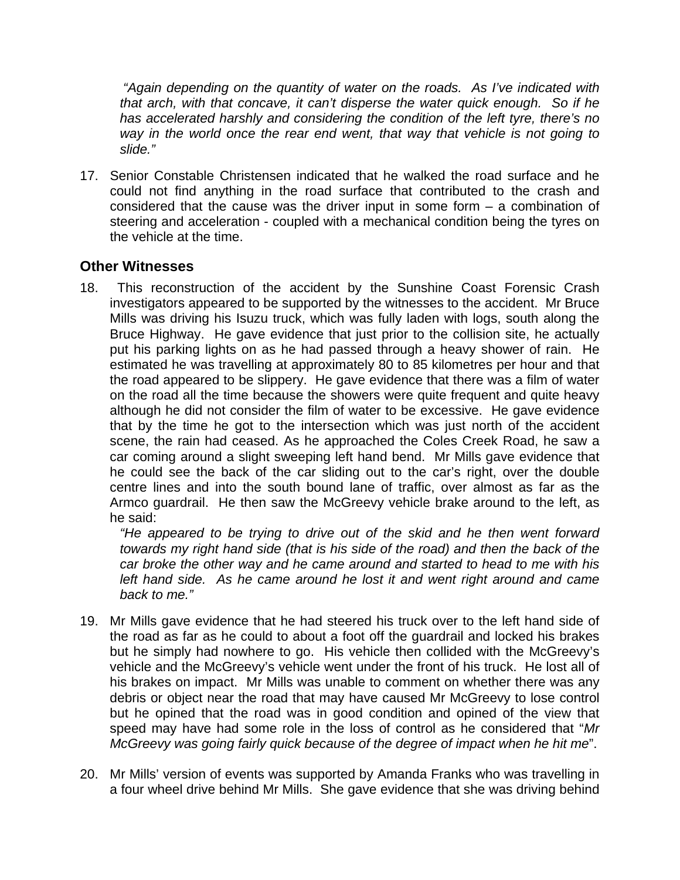*"Again depending on the quantity of water on the roads. As I've indicated with that arch, with that concave, it can't disperse the water quick enough. So if he has accelerated harshly and considering the condition of the left tyre, there's no way in the world once the rear end went, that way that vehicle is not going to slide."*

17. Senior Constable Christensen indicated that he walked the road surface and he could not find anything in the road surface that contributed to the crash and considered that the cause was the driver input in some form – a combination of steering and acceleration - coupled with a mechanical condition being the tyres on the vehicle at the time.

## Other Witnesses

18. This reconstruction of the accident by the Sunshine Coast Forensic Crash investigators appeared to be supported by the witnesses to the accident. Mr Bruce Mills was driving his Isuzu truck, which was fully laden with logs, south along the Bruce Highway. He gave evidence that just prior to the collision site, he actually put his parking lights on as he had passed through a heavy shower of rain. He estimated he was travelling at approximately 80 to 85 kilometres per hour and that the road appeared to be slippery. He gave evidence that there was a film of water on the road all the time because the showers were quite frequent and quite heavy although he did not consider the film of water to be excessive. He gave evidence that by the time he got to the intersection which was just north of the accident scene, the rain had ceased. As he approached the Coles Creek Road, he saw a car coming around a slight sweeping left hand bend. Mr Mills gave evidence that he could see the back of the car sliding out to the car's right, over the double centre lines and into the south bound lane of traffic, over almost as far as the Armco guardrail. He then saw the McGreevy vehicle brake around to the left, as he said:

    *"He appeared to be trying to drive out of the skid and he then went forward towards my right hand side (that is his side of the road) and then the back of the car broke the other way and he came around and started to head to me with his left hand side. As he came around he lost it and went right around and came back to me."*

19. Mr Mills gave evidence that he had steered his truck over to the left hand side of the road as far as he could to about a foot off the guardrail and locked his brakes but he simply had nowhere to go. His vehicle then collided with the McGreevy's vehicle and the McGreevy's vehicle went under the front of his truck. He lost all of his brakes on impact. Mr Mills was unable to comment on whether there was any debris or object near the road that may have caused Mr McGreevy to lose control but he opined that the road was in good condition and opined of the view that speed may have had some role in the loss of control as he considered that "*Mr McGreevy was going fairly quick because of the degree of impact when he hit me*".

20. Mr Mills' version of events was supported by Amanda Franks who was travelling in a four wheel drive behind Mr Mills. She gave evidence that she was driving behind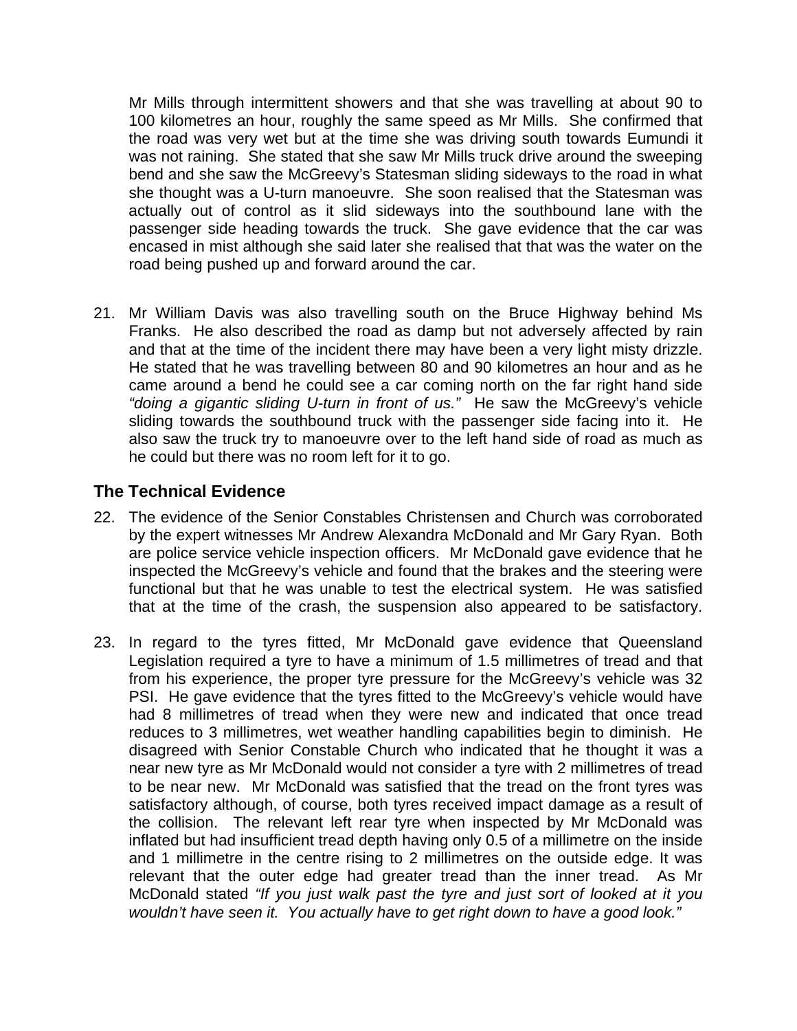Mr Mills through intermittent showers and that she was travelling at about 90 to 100 kilometres an hour, roughly the same speed as Mr Mills. She confirmed that the road was very wet but at the time she was driving south towards Eumundi it was not raining. She stated that she saw Mr Mills truck drive around the sweeping bend and she saw the McGreevy's Statesman sliding sideways to the road in what she thought was a U-turn manoeuvre. She soon realised that the Statesman was actually out of control as it slid sideways into the southbound lane with the passenger side heading towards the truck. She gave evidence that the car was encased in mist although she said later she realised that that was the water on the road being pushed up and forward around the car.

21. Mr William Davis was also travelling south on the Bruce Highway behind Ms Franks. He also described the road as damp but not adversely affected by rain and that at the time of the incident there may have been a very light misty drizzle. He stated that he was travelling between 80 and 90 kilometres an hour and as he came around a bend he could see a car coming north on the far right hand side *"doing a gigantic sliding U-turn in front of us."* He saw the McGreevy's vehicle sliding towards the southbound truck with the passenger side facing into it. He also saw the truck try to manoeuvre over to the left hand side of road as much as he could but there was no room left for it to go.

## The Technical Evidence

22. The evidence of the Senior Constables Christensen and Church was corroborated by the expert witnesses Mr Andrew Alexandra McDonald and Mr Gary Ryan. Both are police service vehicle inspection officers. Mr McDonald gave evidence that he inspected the McGreevy's vehicle and found that the brakes and the steering were functional but that he was unable to test the electrical system. He was satisfied that at the time of the crash, the suspension also appeared to be satisfactory.

23. In regard to the tyres fitted, Mr McDonald gave evidence that Queensland Legislation required a tyre to have a minimum of 1.5 millimetres of tread and that from his experience, the proper tyre pressure for the McGreevy's vehicle was 32 PSI. He gave evidence that the tyres fitted to the McGreevy's vehicle would have had 8 millimetres of tread when they were new and indicated that once tread reduces to 3 millimetres, wet weather handling capabilities begin to diminish. He disagreed with Senior Constable Church who indicated that he thought it was a near new tyre as Mr McDonald would not consider a tyre with 2 millimetres of tread to be near new. Mr McDonald was satisfied that the tread on the front tyres was satisfactory although, of course, both tyres received impact damage as a result of the collision. The relevant left rear tyre when inspected by Mr McDonald was inflated but had insufficient tread depth having only 0.5 of a millimetre on the inside and 1 millimetre in the centre rising to 2 millimetres on the outside edge. It was relevant that the outer edge had greater tread than the inner tread. As Mr McDonald stated *"If you just walk past the tyre and just sort of looked at it you wouldn't have seen it. You actually have to get right down to have a good look."*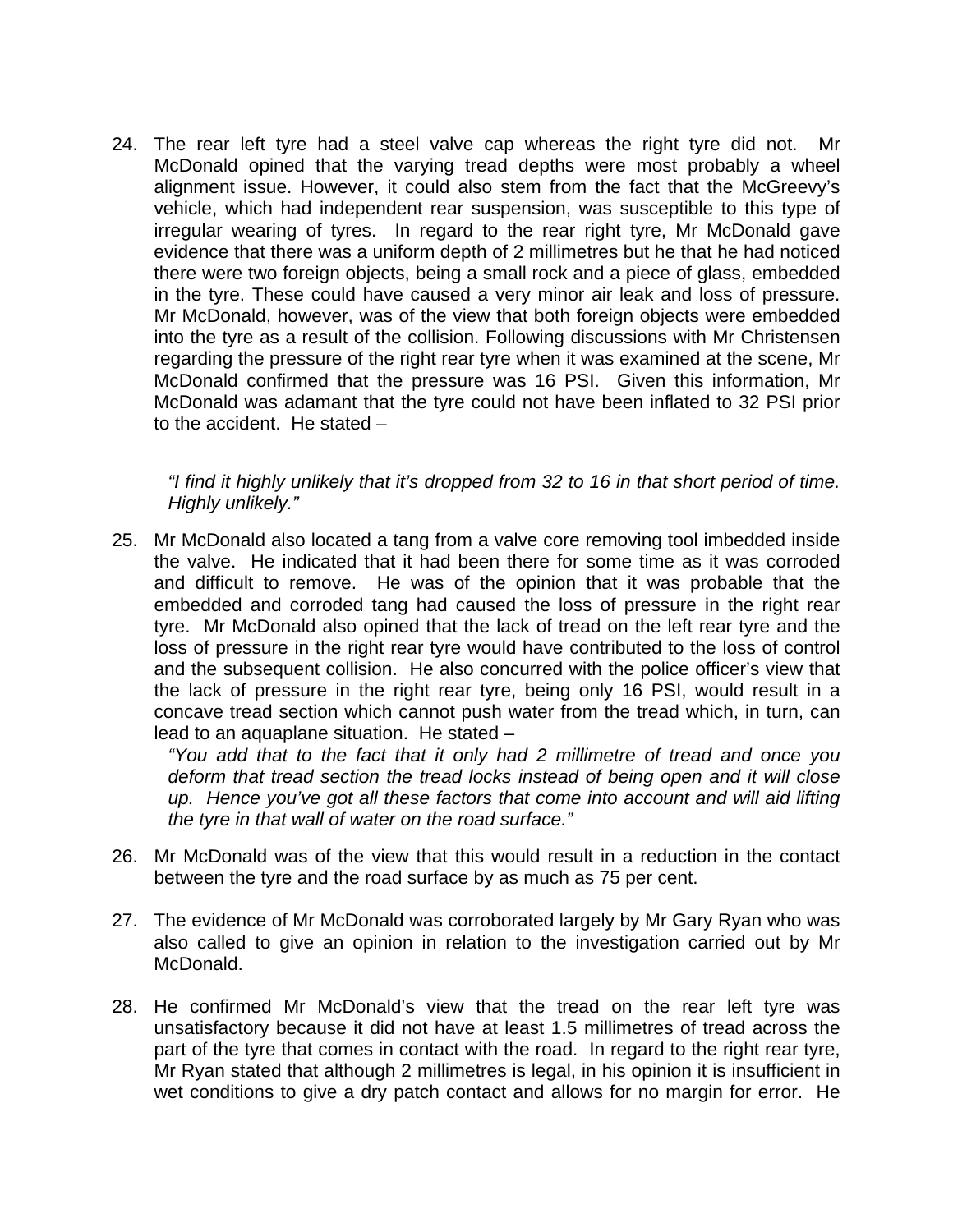24. The rear left tyre had a steel valve cap whereas the right tyre did not. Mr McDonald opined that the varying tread depths were most probably a wheel alignment issue. However, it could also stem from the fact that the McGreevy's vehicle, which had independent rear suspension, was susceptible to this type of irregular wearing of tyres. In regard to the rear right tyre, Mr McDonald gave evidence that there was a uniform depth of 2 millimetres but he that he had noticed there were two foreign objects, being a small rock and a piece of glass, embedded in the tyre. These could have caused a very minor air leak and loss of pressure. Mr McDonald, however, was of the view that both foreign objects were embedded into the tyre as a result of the collision. Following discussions with Mr Christensen regarding the pressure of the right rear tyre when it was examined at the scene, Mr McDonald confirmed that the pressure was 16 PSI. Given this information, Mr McDonald was adamant that the tyre could not have been inflated to 32 PSI prior to the accident. He stated –

    *"I find it highly unlikely that it's dropped from 32 to 16 in that short period of time. Highly unlikely."*

25. Mr McDonald also located a tang from a valve core removing tool imbedded inside the valve. He indicated that it had been there for some time as it was corroded and difficult to remove. He was of the opinion that it was probable that the embedded and corroded tang had caused the loss of pressure in the right rear tyre. Mr McDonald also opined that the lack of tread on the left rear tyre and the loss of pressure in the right rear tyre would have contributed to the loss of control and the subsequent collision. He also concurred with the police officer's view that the lack of pressure in the right rear tyre, being only 16 PSI, would result in a concave tread section which cannot push water from the tread which, in turn, can lead to an aquaplane situation. He stated –

    *"You add that to the fact that it only had 2 millimetre of tread and once you deform that tread section the tread locks instead of being open and it will close up. Hence you've got all these factors that come into account and will aid lifting the tyre in that wall of water on the road surface."*

26. Mr McDonald was of the view that this would result in a reduction in the contact between the tyre and the road surface by as much as 75 per cent.

27. The evidence of Mr McDonald was corroborated largely by Mr Gary Ryan who was also called to give an opinion in relation to the investigation carried out by Mr McDonald.

28. He confirmed Mr McDonald's view that the tread on the rear left tyre was unsatisfactory because it did not have at least 1.5 millimetres of tread across the part of the tyre that comes in contact with the road. In regard to the right rear tyre, Mr Ryan stated that although 2 millimetres is legal, in his opinion it is insufficient in wet conditions to give a dry patch contact and allows for no margin for error. He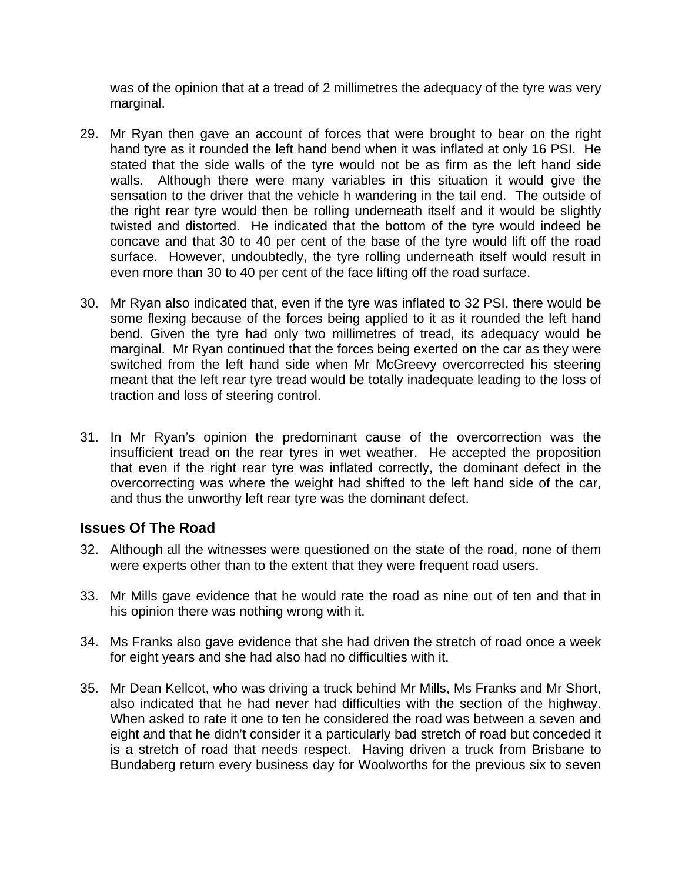was of the opinion that at a tread of 2 millimetres the adequacy of the tyre was very marginal.

29. Mr Ryan then gave an account of forces that were brought to bear on the right hand tyre as it rounded the left hand bend when it was inflated at only 16 PSI. He stated that the side walls of the tyre would not be as firm as the left hand side walls. Although there were many variables in this situation it would give the sensation to the driver that the vehicle h wandering in the tail end. The outside of the right rear tyre would then be rolling underneath itself and it would be slightly twisted and distorted. He indicated that the bottom of the tyre would indeed be concave and that 30 to 40 per cent of the base of the tyre would lift off the road surface. However, undoubtedly, the tyre rolling underneath itself would result in even more than 30 to 40 per cent of the face lifting off the road surface.

30. Mr Ryan also indicated that, even if the tyre was inflated to 32 PSI, there would be some flexing because of the forces being applied to it as it rounded the left hand bend. Given the tyre had only two millimetres of tread, its adequacy would be marginal. Mr Ryan continued that the forces being exerted on the car as they were switched from the left hand side when Mr McGreevy overcorrected his steering meant that the left rear tyre tread would be totally inadequate leading to the loss of traction and loss of steering control.

31. In Mr Ryan's opinion the predominant cause of the overcorrection was the insufficient tread on the rear tyres in wet weather. He accepted the proposition that even if the right rear tyre was inflated correctly, the dominant defect in the overcorrecting was where the weight had shifted to the left hand side of the car, and thus the unworthy left rear tyre was the dominant defect.

## Issues Of The Road

32. Although all the witnesses were questioned on the state of the road, none of them were experts other than to the extent that they were frequent road users.

33. Mr Mills gave evidence that he would rate the road as nine out of ten and that in his opinion there was nothing wrong with it.

34. Ms Franks also gave evidence that she had driven the stretch of road once a week for eight years and she had also had no difficulties with it.

35. Mr Dean Kellcot, who was driving a truck behind Mr Mills, Ms Franks and Mr Short, also indicated that he had never had difficulties with the section of the highway. When asked to rate it one to ten he considered the road was between a seven and eight and that he didn't consider it a particularly bad stretch of road but conceded it is a stretch of road that needs respect. Having driven a truck from Brisbane to Bundaberg return every business day for Woolworths for the previous six to seven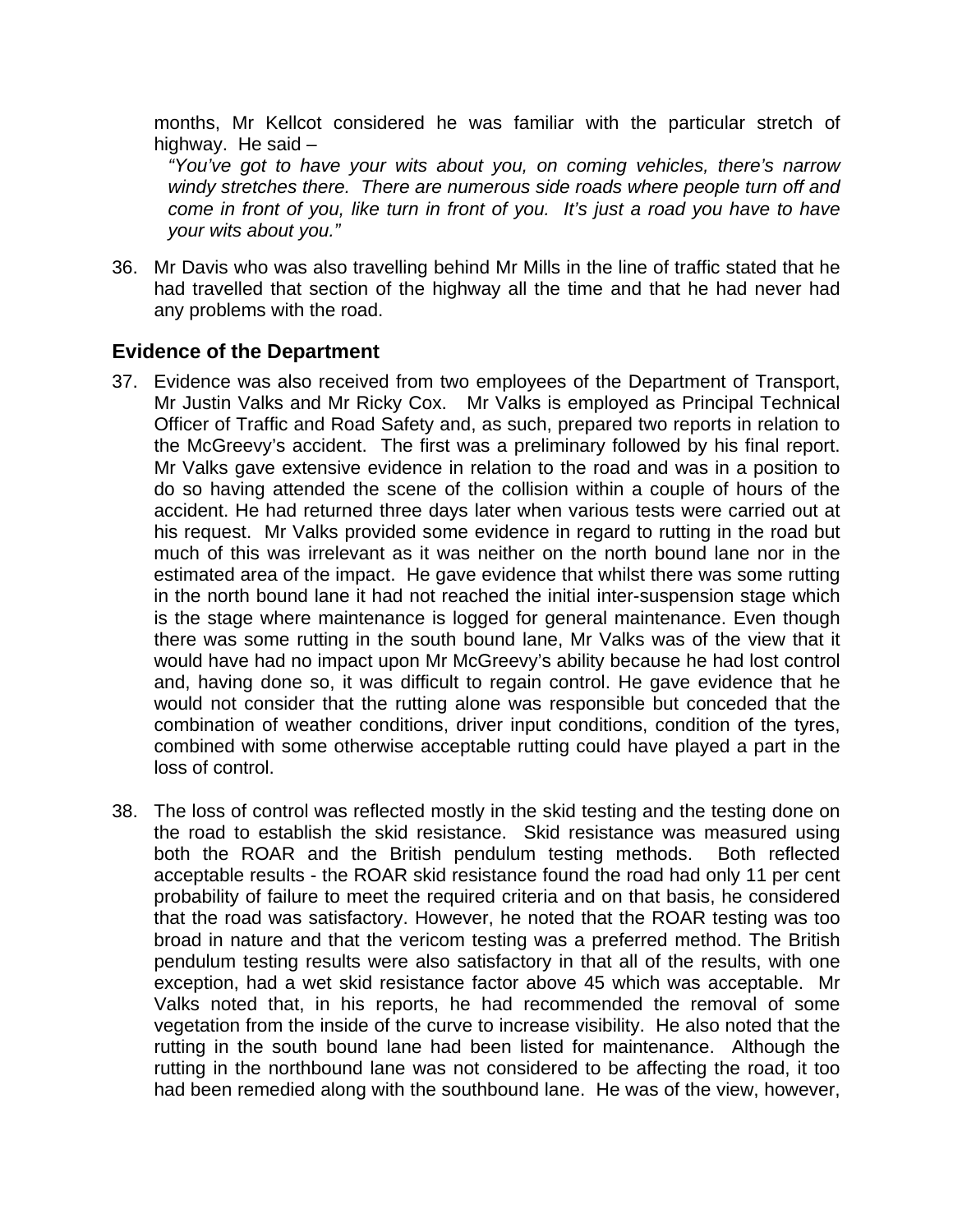months, Mr Kellcot considered he was familiar with the particular stretch of highway. He said –

*"You've got to have your wits about you, on coming vehicles, there's narrow windy stretches there. There are numerous side roads where people turn off and come in front of you, like turn in front of you. It's just a road you have to have your wits about you."*

36. Mr Davis who was also travelling behind Mr Mills in the line of traffic stated that he had travelled that section of the highway all the time and that he had never had any problems with the road.

## Evidence of the Department

37. Evidence was also received from two employees of the Department of Transport, Mr Justin Valks and Mr Ricky Cox. Mr Valks is employed as Principal Technical Officer of Traffic and Road Safety and, as such, prepared two reports in relation to the McGreevy's accident. The first was a preliminary followed by his final report. Mr Valks gave extensive evidence in relation to the road and was in a position to do so having attended the scene of the collision within a couple of hours of the accident. He had returned three days later when various tests were carried out at his request. Mr Valks provided some evidence in regard to rutting in the road but much of this was irrelevant as it was neither on the north bound lane nor in the estimated area of the impact. He gave evidence that whilst there was some rutting in the north bound lane it had not reached the initial inter-suspension stage which is the stage where maintenance is logged for general maintenance. Even though there was some rutting in the south bound lane, Mr Valks was of the view that it would have had no impact upon Mr McGreevy's ability because he had lost control and, having done so, it was difficult to regain control. He gave evidence that he would not consider that the rutting alone was responsible but conceded that the combination of weather conditions, driver input conditions, condition of the tyres, combined with some otherwise acceptable rutting could have played a part in the loss of control.

38. The loss of control was reflected mostly in the skid testing and the testing done on the road to establish the skid resistance. Skid resistance was measured using both the ROAR and the British pendulum testing methods. Both reflected acceptable results - the ROAR skid resistance found the road had only 11 per cent probability of failure to meet the required criteria and on that basis, he considered that the road was satisfactory. However, he noted that the ROAR testing was too broad in nature and that the vericom testing was a preferred method. The British pendulum testing results were also satisfactory in that all of the results, with one exception, had a wet skid resistance factor above 45 which was acceptable. Mr Valks noted that, in his reports, he had recommended the removal of some vegetation from the inside of the curve to increase visibility. He also noted that the rutting in the south bound lane had been listed for maintenance. Although the rutting in the northbound lane was not considered to be affecting the road, it too had been remedied along with the southbound lane. He was of the view, however,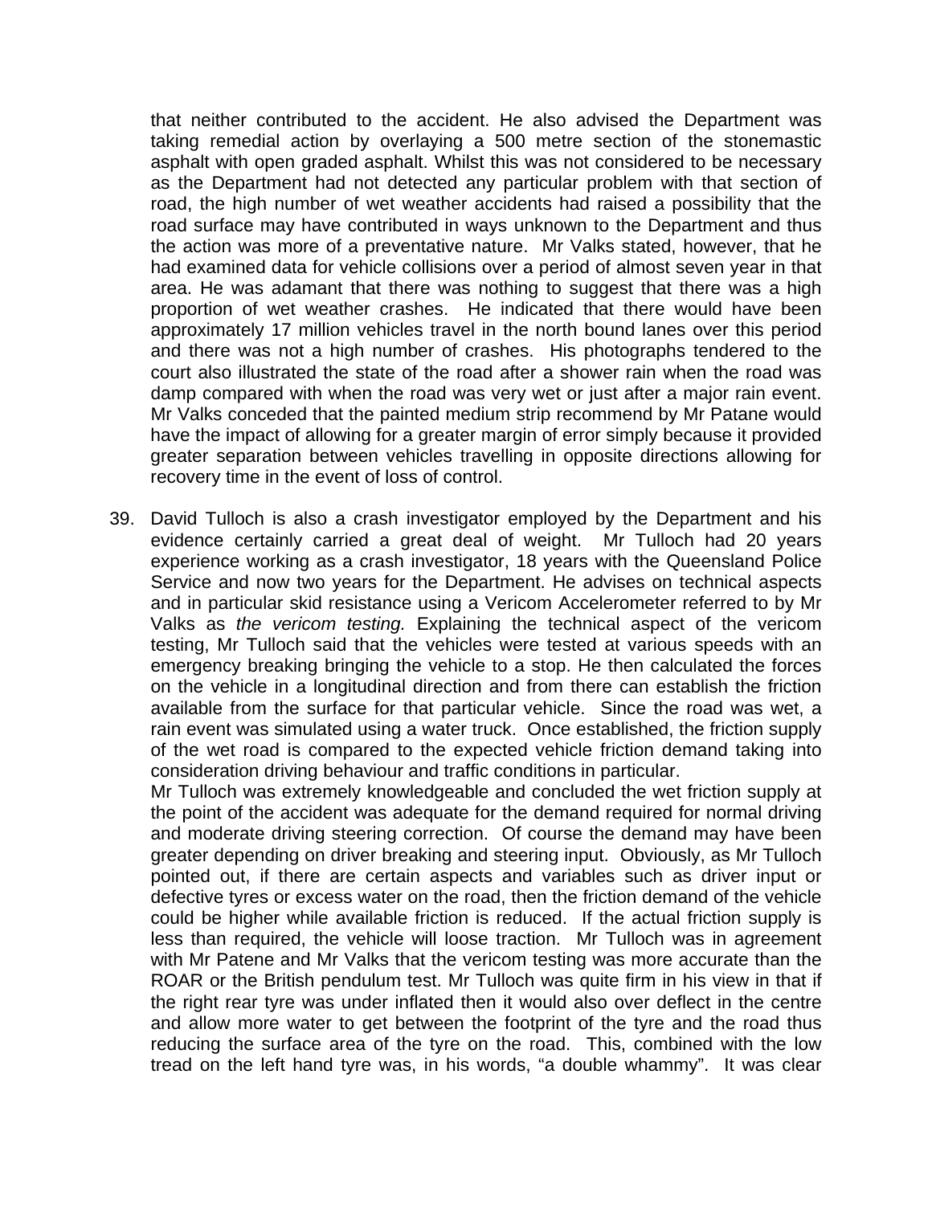that neither contributed to the accident. He also advised the Department was taking remedial action by overlaying a 500 metre section of the stonemastic asphalt with open graded asphalt. Whilst this was not considered to be necessary as the Department had not detected any particular problem with that section of road, the high number of wet weather accidents had raised a possibility that the road surface may have contributed in ways unknown to the Department and thus the action was more of a preventative nature. Mr Valks stated, however, that he had examined data for vehicle collisions over a period of almost seven year in that area. He was adamant that there was nothing to suggest that there was a high proportion of wet weather crashes. He indicated that there would have been approximately 17 million vehicles travel in the north bound lanes over this period and there was not a high number of crashes. His photographs tendered to the court also illustrated the state of the road after a shower rain when the road was damp compared with when the road was very wet or just after a major rain event. Mr Valks conceded that the painted medium strip recommend by Mr Patane would have the impact of allowing for a greater margin of error simply because it provided greater separation between vehicles travelling in opposite directions allowing for recovery time in the event of loss of control.

39. David Tulloch is also a crash investigator employed by the Department and his evidence certainly carried a great deal of weight. Mr Tulloch had 20 years experience working as a crash investigator, 18 years with the Queensland Police Service and now two years for the Department. He advises on technical aspects and in particular skid resistance using a Vericom Accelerometer referred to by Mr Valks as *the vericom testing.* Explaining the technical aspect of the vericom testing, Mr Tulloch said that the vehicles were tested at various speeds with an emergency breaking bringing the vehicle to a stop. He then calculated the forces on the vehicle in a longitudinal direction and from there can establish the friction available from the surface for that particular vehicle. Since the road was wet, a rain event was simulated using a water truck. Once established, the friction supply of the wet road is compared to the expected vehicle friction demand taking into consideration driving behaviour and traffic conditions in particular.

    Mr Tulloch was extremely knowledgeable and concluded the wet friction supply at the point of the accident was adequate for the demand required for normal driving and moderate driving steering correction. Of course the demand may have been greater depending on driver breaking and steering input. Obviously, as Mr Tulloch pointed out, if there are certain aspects and variables such as driver input or defective tyres or excess water on the road, then the friction demand of the vehicle could be higher while available friction is reduced. If the actual friction supply is less than required, the vehicle will loose traction. Mr Tulloch was in agreement with Mr Patene and Mr Valks that the vericom testing was more accurate than the ROAR or the British pendulum test. Mr Tulloch was quite firm in his view in that if the right rear tyre was under inflated then it would also over deflect in the centre and allow more water to get between the footprint of the tyre and the road thus reducing the surface area of the tyre on the road. This, combined with the low tread on the left hand tyre was, in his words, "a double whammy". It was clear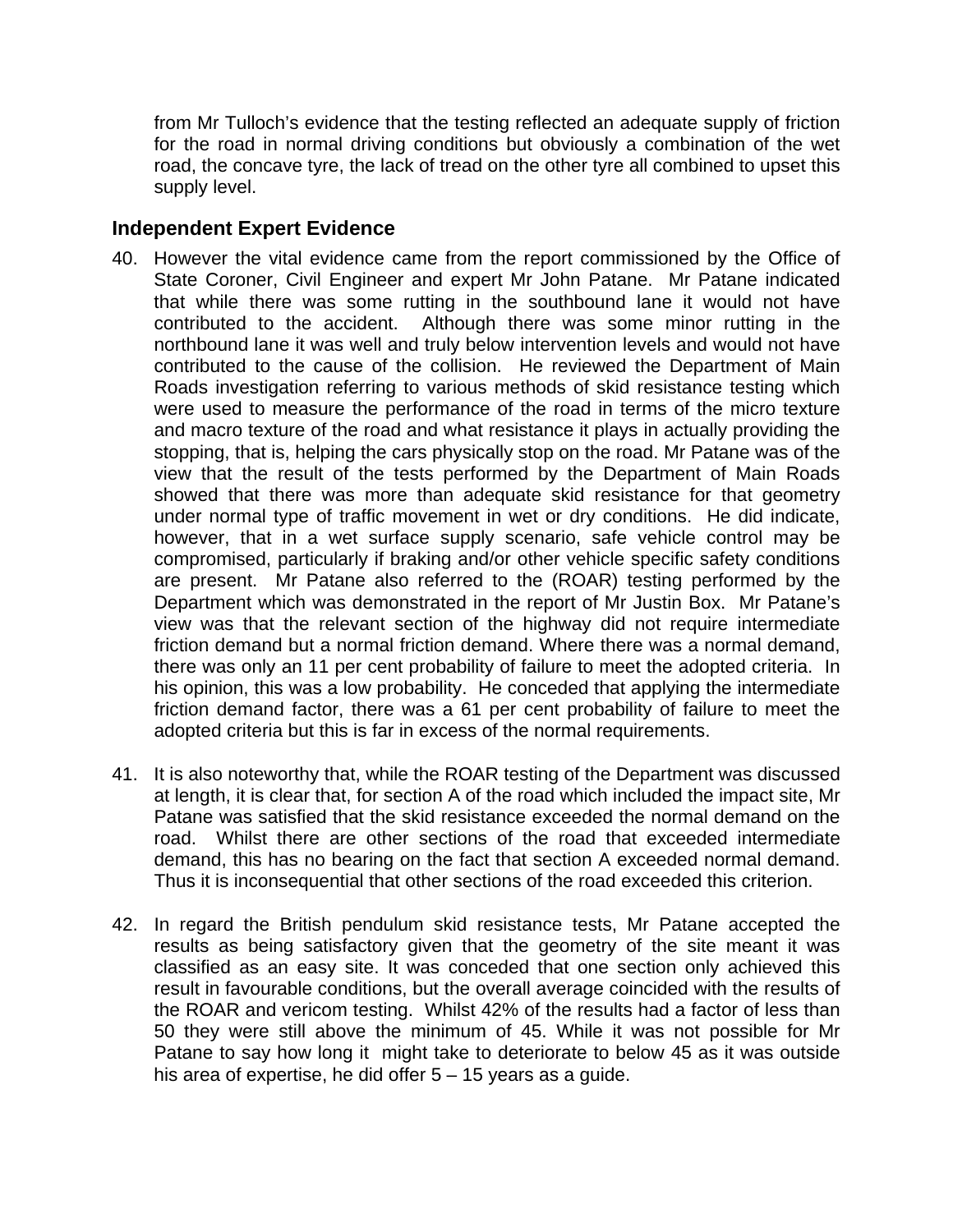from Mr Tulloch's evidence that the testing reflected an adequate supply of friction for the road in normal driving conditions but obviously a combination of the wet road, the concave tyre, the lack of tread on the other tyre all combined to upset this supply level.

### Independent Expert Evidence

40. However the vital evidence came from the report commissioned by the Office of State Coroner, Civil Engineer and expert Mr John Patane. Mr Patane indicated that while there was some rutting in the southbound lane it would not have contributed to the accident. Although there was some minor rutting in the northbound lane it was well and truly below intervention levels and would not have contributed to the cause of the collision. He reviewed the Department of Main Roads investigation referring to various methods of skid resistance testing which were used to measure the performance of the road in terms of the micro texture and macro texture of the road and what resistance it plays in actually providing the stopping, that is, helping the cars physically stop on the road. Mr Patane was of the view that the result of the tests performed by the Department of Main Roads showed that there was more than adequate skid resistance for that geometry under normal type of traffic movement in wet or dry conditions. He did indicate, however, that in a wet surface supply scenario, safe vehicle control may be compromised, particularly if braking and/or other vehicle specific safety conditions are present. Mr Patane also referred to the (ROAR) testing performed by the Department which was demonstrated in the report of Mr Justin Box. Mr Patane's view was that the relevant section of the highway did not require intermediate friction demand but a normal friction demand. Where there was a normal demand, there was only an 11 per cent probability of failure to meet the adopted criteria. In his opinion, this was a low probability. He conceded that applying the intermediate friction demand factor, there was a 61 per cent probability of failure to meet the adopted criteria but this is far in excess of the normal requirements.

41. It is also noteworthy that, while the ROAR testing of the Department was discussed at length, it is clear that, for section A of the road which included the impact site, Mr Patane was satisfied that the skid resistance exceeded the normal demand on the road. Whilst there are other sections of the road that exceeded intermediate demand, this has no bearing on the fact that section A exceeded normal demand. Thus it is inconsequential that other sections of the road exceeded this criterion.

42. In regard the British pendulum skid resistance tests, Mr Patane accepted the results as being satisfactory given that the geometry of the site meant it was classified as an easy site. It was conceded that one section only achieved this result in favourable conditions, but the overall average coincided with the results of the ROAR and vericom testing. Whilst 42% of the results had a factor of less than 50 they were still above the minimum of 45. While it was not possible for Mr Patane to say how long it might take to deteriorate to below 45 as it was outside his area of expertise, he did offer 5 – 15 years as a guide.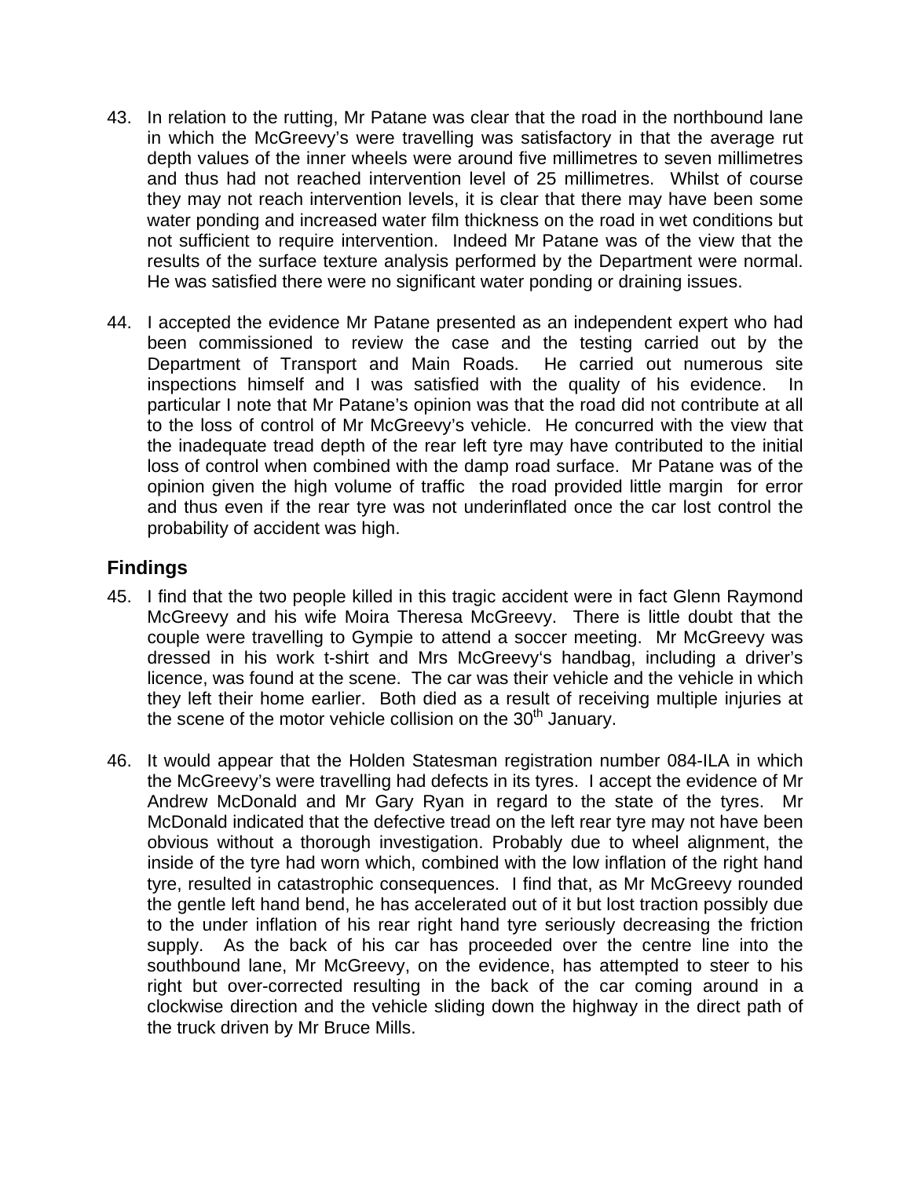43. In relation to the rutting, Mr Patane was clear that the road in the northbound lane in which the McGreevy's were travelling was satisfactory in that the average rut depth values of the inner wheels were around five millimetres to seven millimetres and thus had not reached intervention level of 25 millimetres. Whilst of course they may not reach intervention levels, it is clear that there may have been some water ponding and increased water film thickness on the road in wet conditions but not sufficient to require intervention. Indeed Mr Patane was of the view that the results of the surface texture analysis performed by the Department were normal. He was satisfied there were no significant water ponding or draining issues.

44. I accepted the evidence Mr Patane presented as an independent expert who had been commissioned to review the case and the testing carried out by the Department of Transport and Main Roads. He carried out numerous site inspections himself and I was satisfied with the quality of his evidence. In particular I note that Mr Patane's opinion was that the road did not contribute at all to the loss of control of Mr McGreevy's vehicle. He concurred with the view that the inadequate tread depth of the rear left tyre may have contributed to the initial loss of control when combined with the damp road surface. Mr Patane was of the opinion given the high volume of traffic the road provided little margin for error and thus even if the rear tyre was not underinflated once the car lost control the probability of accident was high.

## Findings

45. I find that the two people killed in this tragic accident were in fact Glenn Raymond McGreevy and his wife Moira Theresa McGreevy. There is little doubt that the couple were travelling to Gympie to attend a soccer meeting. Mr McGreevy was dressed in his work t-shirt and Mrs McGreevy's handbag, including a driver's licence, was found at the scene. The car was their vehicle and the vehicle in which they left their home earlier. Both died as a result of receiving multiple injuries at the scene of the motor vehicle collision on the 30th January.

46. It would appear that the Holden Statesman registration number 084-ILA in which the McGreevy's were travelling had defects in its tyres. I accept the evidence of Mr Andrew McDonald and Mr Gary Ryan in regard to the state of the tyres. Mr McDonald indicated that the defective tread on the left rear tyre may not have been obvious without a thorough investigation. Probably due to wheel alignment, the inside of the tyre had worn which, combined with the low inflation of the right hand tyre, resulted in catastrophic consequences. I find that, as Mr McGreevy rounded the gentle left hand bend, he has accelerated out of it but lost traction possibly due to the under inflation of his rear right hand tyre seriously decreasing the friction supply. As the back of his car has proceeded over the centre line into the southbound lane, Mr McGreevy, on the evidence, has attempted to steer to his right but over-corrected resulting in the back of the car coming around in a clockwise direction and the vehicle sliding down the highway in the direct path of the truck driven by Mr Bruce Mills.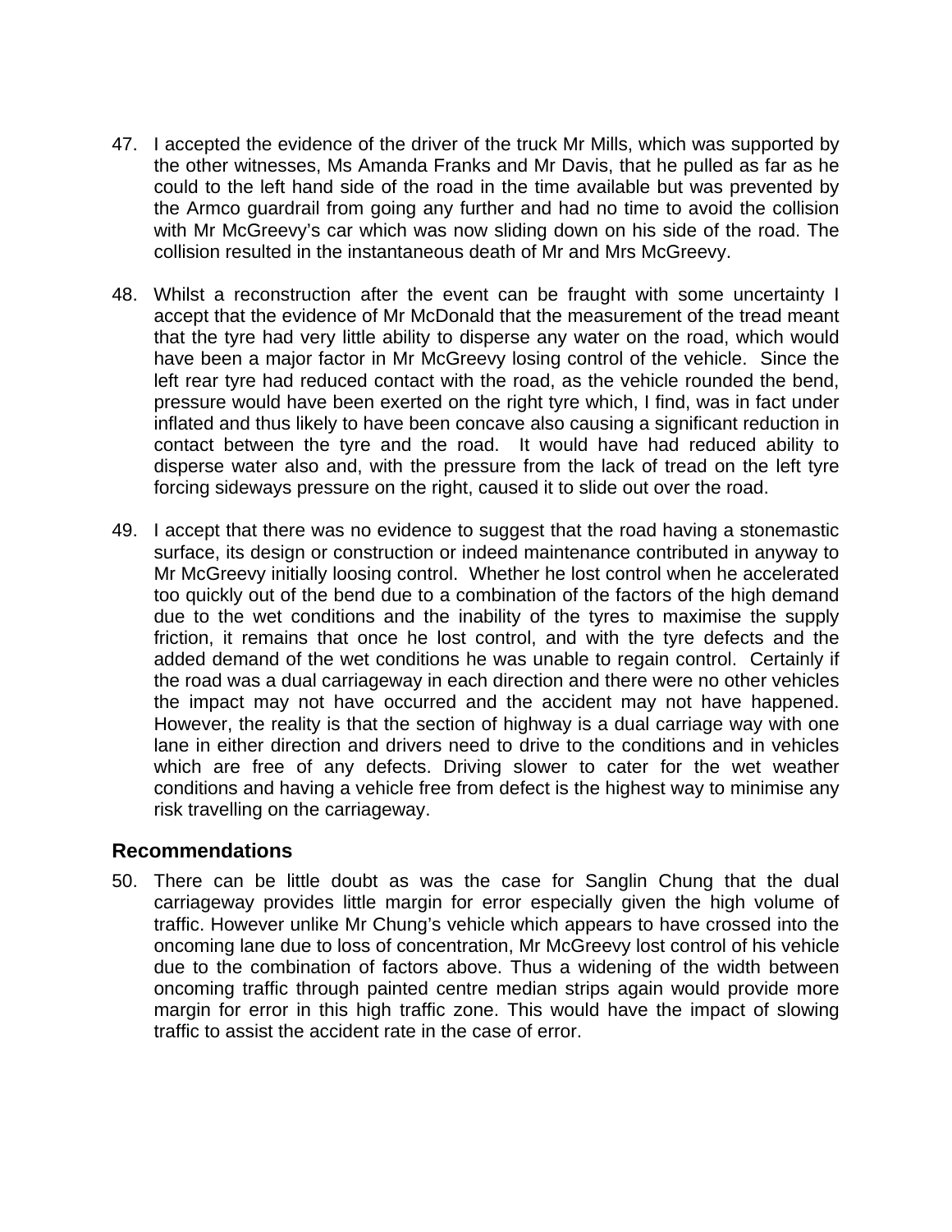47. I accepted the evidence of the driver of the truck Mr Mills, which was supported by the other witnesses, Ms Amanda Franks and Mr Davis, that he pulled as far as he could to the left hand side of the road in the time available but was prevented by the Armco guardrail from going any further and had no time to avoid the collision with Mr McGreevy's car which was now sliding down on his side of the road. The collision resulted in the instantaneous death of Mr and Mrs McGreevy.

48. Whilst a reconstruction after the event can be fraught with some uncertainty I accept that the evidence of Mr McDonald that the measurement of the tread meant that the tyre had very little ability to disperse any water on the road, which would have been a major factor in Mr McGreevy losing control of the vehicle. Since the left rear tyre had reduced contact with the road, as the vehicle rounded the bend, pressure would have been exerted on the right tyre which, I find, was in fact under inflated and thus likely to have been concave also causing a significant reduction in contact between the tyre and the road. It would have had reduced ability to disperse water also and, with the pressure from the lack of tread on the left tyre forcing sideways pressure on the right, caused it to slide out over the road.

49. I accept that there was no evidence to suggest that the road having a stonemastic surface, its design or construction or indeed maintenance contributed in anyway to Mr McGreevy initially loosing control. Whether he lost control when he accelerated too quickly out of the bend due to a combination of the factors of the high demand due to the wet conditions and the inability of the tyres to maximise the supply friction, it remains that once he lost control, and with the tyre defects and the added demand of the wet conditions he was unable to regain control. Certainly if the road was a dual carriageway in each direction and there were no other vehicles the impact may not have occurred and the accident may not have happened. However, the reality is that the section of highway is a dual carriage way with one lane in either direction and drivers need to drive to the conditions and in vehicles which are free of any defects. Driving slower to cater for the wet weather conditions and having a vehicle free from defect is the highest way to minimise any risk travelling on the carriageway.

## Recommendations

50. There can be little doubt as was the case for Sanglin Chung that the dual carriageway provides little margin for error especially given the high volume of traffic. However unlike Mr Chung's vehicle which appears to have crossed into the oncoming lane due to loss of concentration, Mr McGreevy lost control of his vehicle due to the combination of factors above. Thus a widening of the width between oncoming traffic through painted centre median strips again would provide more margin for error in this high traffic zone. This would have the impact of slowing traffic to assist the accident rate in the case of error.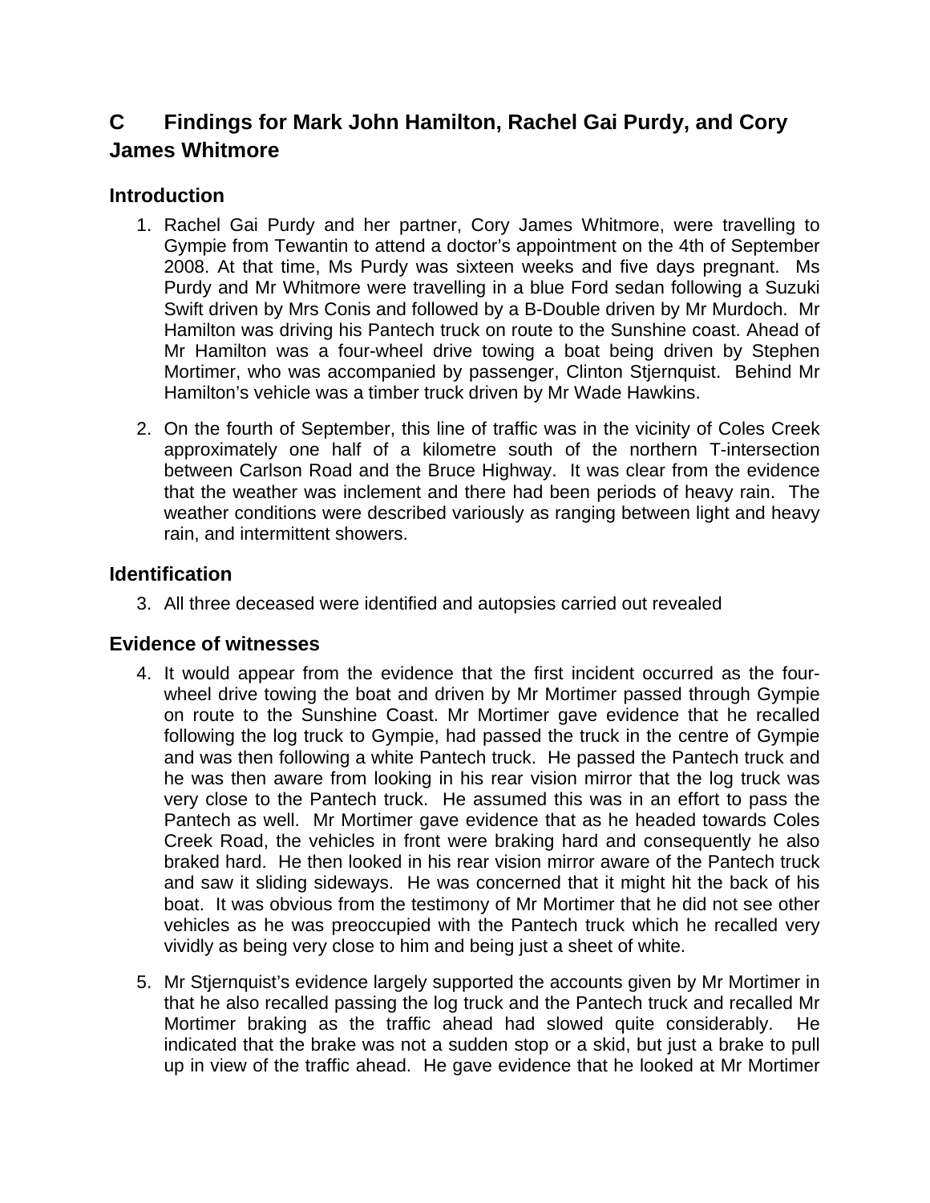## C Findings for Mark John Hamilton, Rachel Gai Purdy, and Cory James Whitmore

### Introduction

1. Rachel Gai Purdy and her partner, Cory James Whitmore, were travelling to Gympie from Tewantin to attend a doctor's appointment on the 4th of September 2008. At that time, Ms Purdy was sixteen weeks and five days pregnant. Ms Purdy and Mr Whitmore were travelling in a blue Ford sedan following a Suzuki Swift driven by Mrs Conis and followed by a B-Double driven by Mr Murdoch. Mr Hamilton was driving his Pantech truck on route to the Sunshine coast. Ahead of Mr Hamilton was a four-wheel drive towing a boat being driven by Stephen Mortimer, who was accompanied by passenger, Clinton Stjernquist. Behind Mr Hamilton's vehicle was a timber truck driven by Mr Wade Hawkins.

2. On the fourth of September, this line of traffic was in the vicinity of Coles Creek approximately one half of a kilometre south of the northern T-intersection between Carlson Road and the Bruce Highway. It was clear from the evidence that the weather was inclement and there had been periods of heavy rain. The weather conditions were described variously as ranging between light and heavy rain, and intermittent showers.

### Identification

3. All three deceased were identified and autopsies carried out revealed

### Evidence of witnesses

4. It would appear from the evidence that the first incident occurred as the four-wheel drive towing the boat and driven by Mr Mortimer passed through Gympie on route to the Sunshine Coast. Mr Mortimer gave evidence that he recalled following the log truck to Gympie, had passed the truck in the centre of Gympie and was then following a white Pantech truck. He passed the Pantech truck and he was then aware from looking in his rear vision mirror that the log truck was very close to the Pantech truck. He assumed this was in an effort to pass the Pantech as well. Mr Mortimer gave evidence that as he headed towards Coles Creek Road, the vehicles in front were braking hard and consequently he also braked hard. He then looked in his rear vision mirror aware of the Pantech truck and saw it sliding sideways. He was concerned that it might hit the back of his boat. It was obvious from the testimony of Mr Mortimer that he did not see other vehicles as he was preoccupied with the Pantech truck which he recalled very vividly as being very close to him and being just a sheet of white.

5. Mr Stjernquist's evidence largely supported the accounts given by Mr Mortimer in that he also recalled passing the log truck and the Pantech truck and recalled Mr Mortimer braking as the traffic ahead had slowed quite considerably. He indicated that the brake was not a sudden stop or a skid, but just a brake to pull up in view of the traffic ahead. He gave evidence that he looked at Mr Mortimer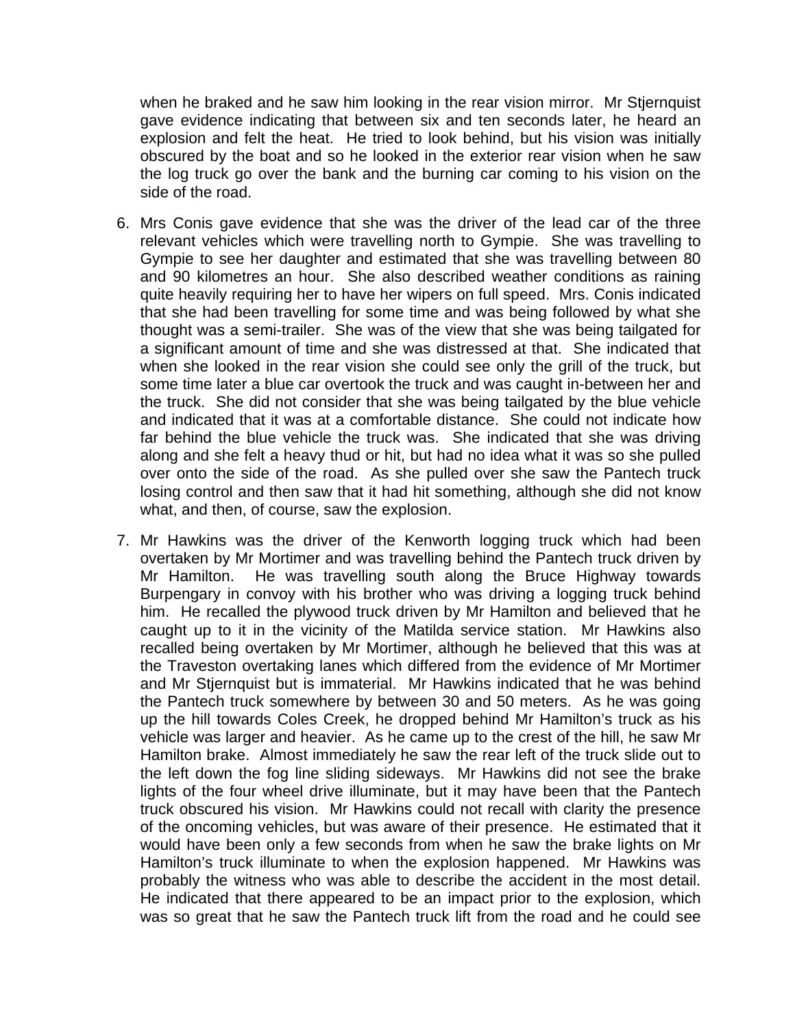when he braked and he saw him looking in the rear vision mirror. Mr Stjernquist gave evidence indicating that between six and ten seconds later, he heard an explosion and felt the heat. He tried to look behind, but his vision was initially obscured by the boat and so he looked in the exterior rear vision when he saw the log truck go over the bank and the burning car coming to his vision on the side of the road.

6. Mrs Conis gave evidence that she was the driver of the lead car of the three relevant vehicles which were travelling north to Gympie. She was travelling to Gympie to see her daughter and estimated that she was travelling between 80 and 90 kilometres an hour. She also described weather conditions as raining quite heavily requiring her to have her wipers on full speed. Mrs. Conis indicated that she had been travelling for some time and was being followed by what she thought was a semi-trailer. She was of the view that she was being tailgated for a significant amount of time and she was distressed at that. She indicated that when she looked in the rear vision she could see only the grill of the truck, but some time later a blue car overtook the truck and was caught in-between her and the truck. She did not consider that she was being tailgated by the blue vehicle and indicated that it was at a comfortable distance. She could not indicate how far behind the blue vehicle the truck was. She indicated that she was driving along and she felt a heavy thud or hit, but had no idea what it was so she pulled over onto the side of the road. As she pulled over she saw the Pantech truck losing control and then saw that it had hit something, although she did not know what, and then, of course, saw the explosion.

7. Mr Hawkins was the driver of the Kenworth logging truck which had been overtaken by Mr Mortimer and was travelling behind the Pantech truck driven by Mr Hamilton. He was travelling south along the Bruce Highway towards Burpengary in convoy with his brother who was driving a logging truck behind him. He recalled the plywood truck driven by Mr Hamilton and believed that he caught up to it in the vicinity of the Matilda service station. Mr Hawkins also recalled being overtaken by Mr Mortimer, although he believed that this was at the Traveston overtaking lanes which differed from the evidence of Mr Mortimer and Mr Stjernquist but is immaterial. Mr Hawkins indicated that he was behind the Pantech truck somewhere by between 30 and 50 meters. As he was going up the hill towards Coles Creek, he dropped behind Mr Hamilton's truck as his vehicle was larger and heavier. As he came up to the crest of the hill, he saw Mr Hamilton brake. Almost immediately he saw the rear left of the truck slide out to the left down the fog line sliding sideways. Mr Hawkins did not see the brake lights of the four wheel drive illuminate, but it may have been that the Pantech truck obscured his vision. Mr Hawkins could not recall with clarity the presence of the oncoming vehicles, but was aware of their presence. He estimated that it would have been only a few seconds from when he saw the brake lights on Mr Hamilton's truck illuminate to when the explosion happened. Mr Hawkins was probably the witness who was able to describe the accident in the most detail. He indicated that there appeared to be an impact prior to the explosion, which was so great that he saw the Pantech truck lift from the road and he could see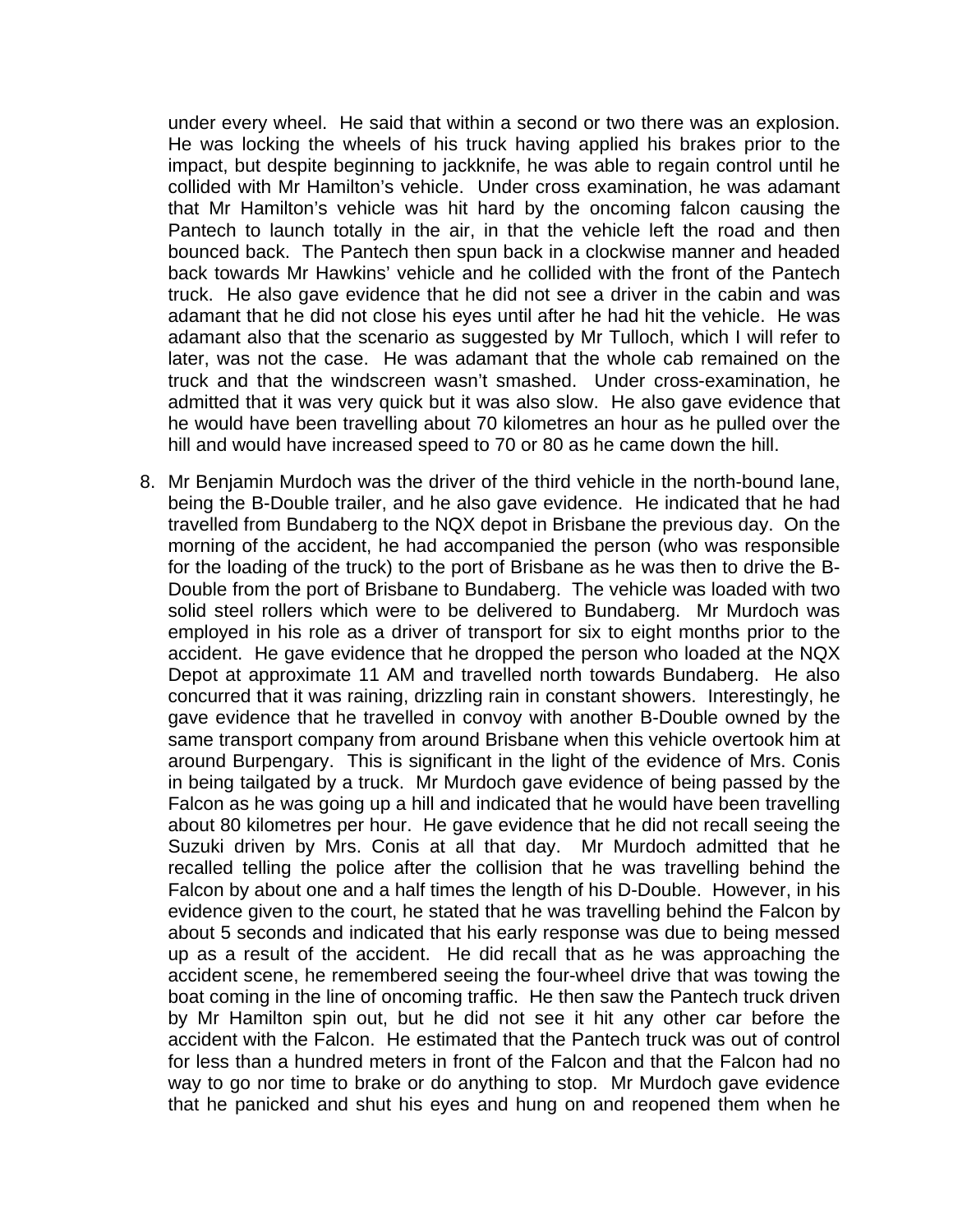under every wheel. He said that within a second or two there was an explosion. He was locking the wheels of his truck having applied his brakes prior to the impact, but despite beginning to jackknife, he was able to regain control until he collided with Mr Hamilton's vehicle. Under cross examination, he was adamant that Mr Hamilton's vehicle was hit hard by the oncoming falcon causing the Pantech to launch totally in the air, in that the vehicle left the road and then bounced back. The Pantech then spun back in a clockwise manner and headed back towards Mr Hawkins' vehicle and he collided with the front of the Pantech truck. He also gave evidence that he did not see a driver in the cabin and was adamant that he did not close his eyes until after he had hit the vehicle. He was adamant also that the scenario as suggested by Mr Tulloch, which I will refer to later, was not the case. He was adamant that the whole cab remained on the truck and that the windscreen wasn't smashed. Under cross-examination, he admitted that it was very quick but it was also slow. He also gave evidence that he would have been travelling about 70 kilometres an hour as he pulled over the hill and would have increased speed to 70 or 80 as he came down the hill.

8. Mr Benjamin Murdoch was the driver of the third vehicle in the north-bound lane, being the B-Double trailer, and he also gave evidence. He indicated that he had travelled from Bundaberg to the NQX depot in Brisbane the previous day. On the morning of the accident, he had accompanied the person (who was responsible for the loading of the truck) to the port of Brisbane as he was then to drive the B-Double from the port of Brisbane to Bundaberg. The vehicle was loaded with two solid steel rollers which were to be delivered to Bundaberg. Mr Murdoch was employed in his role as a driver of transport for six to eight months prior to the accident. He gave evidence that he dropped the person who loaded at the NQX Depot at approximate 11 AM and travelled north towards Bundaberg. He also concurred that it was raining, drizzling rain in constant showers. Interestingly, he gave evidence that he travelled in convoy with another B-Double owned by the same transport company from around Brisbane when this vehicle overtook him at around Burpengary. This is significant in the light of the evidence of Mrs. Conis in being tailgated by a truck. Mr Murdoch gave evidence of being passed by the Falcon as he was going up a hill and indicated that he would have been travelling about 80 kilometres per hour. He gave evidence that he did not recall seeing the Suzuki driven by Mrs. Conis at all that day. Mr Murdoch admitted that he recalled telling the police after the collision that he was travelling behind the Falcon by about one and a half times the length of his D-Double. However, in his evidence given to the court, he stated that he was travelling behind the Falcon by about 5 seconds and indicated that his early response was due to being messed up as a result of the accident. He did recall that as he was approaching the accident scene, he remembered seeing the four-wheel drive that was towing the boat coming in the line of oncoming traffic. He then saw the Pantech truck driven by Mr Hamilton spin out, but he did not see it hit any other car before the accident with the Falcon. He estimated that the Pantech truck was out of control for less than a hundred meters in front of the Falcon and that the Falcon had no way to go nor time to brake or do anything to stop. Mr Murdoch gave evidence that he panicked and shut his eyes and hung on and reopened them when he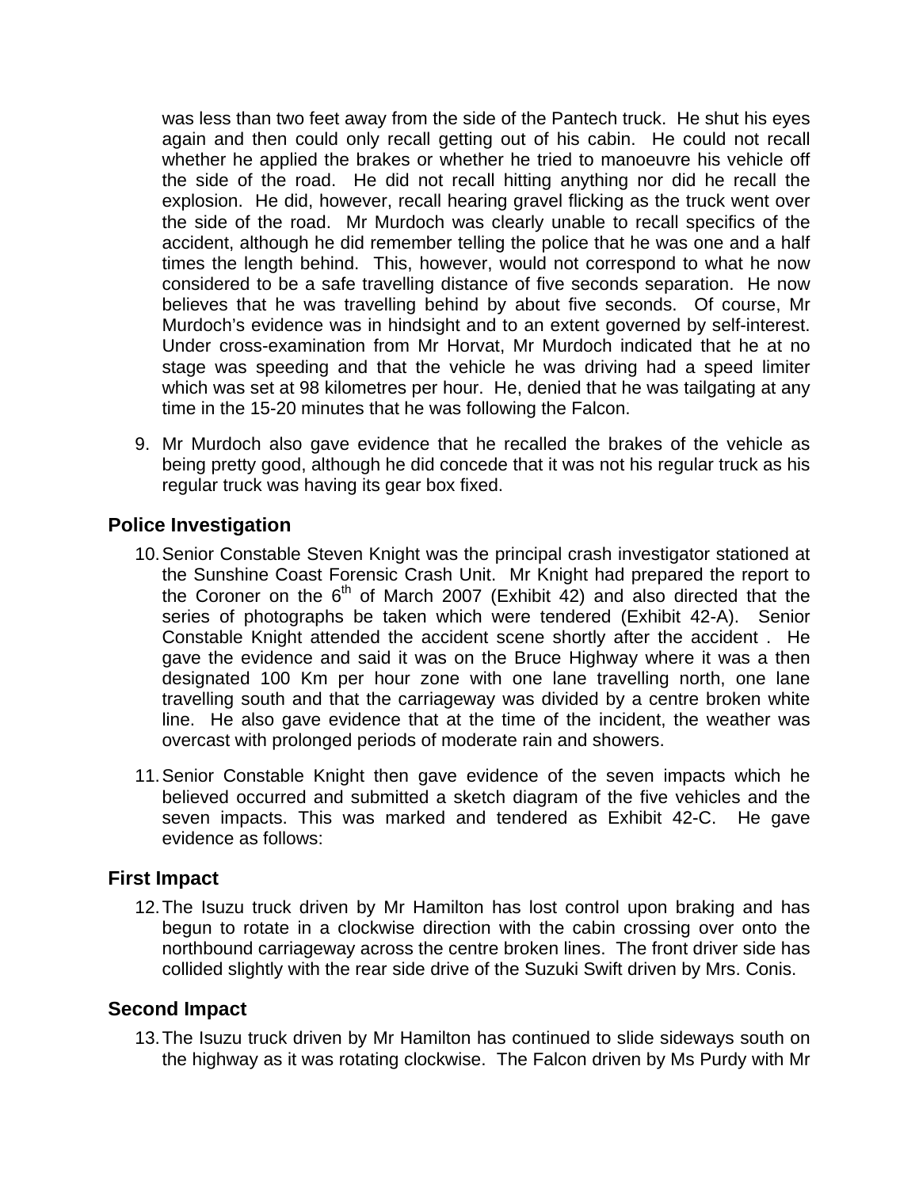was less than two feet away from the side of the Pantech truck. He shut his eyes again and then could only recall getting out of his cabin. He could not recall whether he applied the brakes or whether he tried to manoeuvre his vehicle off the side of the road. He did not recall hitting anything nor did he recall the explosion. He did, however, recall hearing gravel flicking as the truck went over the side of the road. Mr Murdoch was clearly unable to recall specifics of the accident, although he did remember telling the police that he was one and a half times the length behind. This, however, would not correspond to what he now considered to be a safe travelling distance of five seconds separation. He now believes that he was travelling behind by about five seconds. Of course, Mr Murdoch's evidence was in hindsight and to an extent governed by self-interest. Under cross-examination from Mr Horvat, Mr Murdoch indicated that he at no stage was speeding and that the vehicle he was driving had a speed limiter which was set at 98 kilometres per hour. He, denied that he was tailgating at any time in the 15-20 minutes that he was following the Falcon.

9. Mr Murdoch also gave evidence that he recalled the brakes of the vehicle as being pretty good, although he did concede that it was not his regular truck as his regular truck was having its gear box fixed.

## Police Investigation

10. Senior Constable Steven Knight was the principal crash investigator stationed at the Sunshine Coast Forensic Crash Unit. Mr Knight had prepared the report to the Coroner on the 6th of March 2007 (Exhibit 42) and also directed that the series of photographs be taken which were tendered (Exhibit 42-A). Senior Constable Knight attended the accident scene shortly after the accident . He gave the evidence and said it was on the Bruce Highway where it was a then designated 100 Km per hour zone with one lane travelling north, one lane travelling south and that the carriageway was divided by a centre broken white line. He also gave evidence that at the time of the incident, the weather was overcast with prolonged periods of moderate rain and showers.

11. Senior Constable Knight then gave evidence of the seven impacts which he believed occurred and submitted a sketch diagram of the five vehicles and the seven impacts. This was marked and tendered as Exhibit 42-C. He gave evidence as follows:

## First Impact

12. The Isuzu truck driven by Mr Hamilton has lost control upon braking and has begun to rotate in a clockwise direction with the cabin crossing over onto the northbound carriageway across the centre broken lines. The front driver side has collided slightly with the rear side drive of the Suzuki Swift driven by Mrs. Conis.

## Second Impact

13. The Isuzu truck driven by Mr Hamilton has continued to slide sideways south on the highway as it was rotating clockwise. The Falcon driven by Ms Purdy with Mr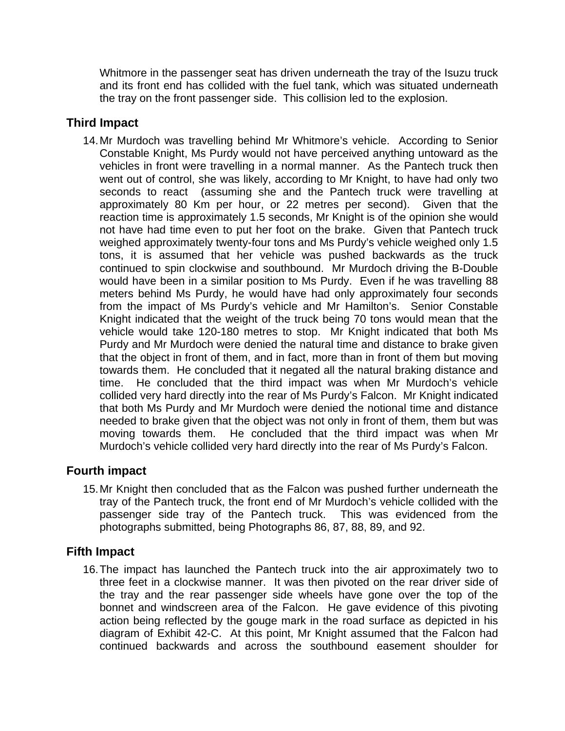Whitmore in the passenger seat has driven underneath the tray of the Isuzu truck and its front end has collided with the fuel tank, which was situated underneath the tray on the front passenger side. This collision led to the explosion.

## Third Impact

14. Mr Murdoch was travelling behind Mr Whitmore's vehicle. According to Senior Constable Knight, Ms Purdy would not have perceived anything untoward as the vehicles in front were travelling in a normal manner. As the Pantech truck then went out of control, she was likely, according to Mr Knight, to have had only two seconds to react (assuming she and the Pantech truck were travelling at approximately 80 Km per hour, or 22 metres per second). Given that the reaction time is approximately 1.5 seconds, Mr Knight is of the opinion she would not have had time even to put her foot on the brake. Given that Pantech truck weighed approximately twenty-four tons and Ms Purdy's vehicle weighed only 1.5 tons, it is assumed that her vehicle was pushed backwards as the truck continued to spin clockwise and southbound. Mr Murdoch driving the B-Double would have been in a similar position to Ms Purdy. Even if he was travelling 88 meters behind Ms Purdy, he would have had only approximately four seconds from the impact of Ms Purdy's vehicle and Mr Hamilton's. Senior Constable Knight indicated that the weight of the truck being 70 tons would mean that the vehicle would take 120-180 metres to stop. Mr Knight indicated that both Ms Purdy and Mr Murdoch were denied the natural time and distance to brake given that the object in front of them, and in fact, more than in front of them but moving towards them. He concluded that it negated all the natural braking distance and time. He concluded that the third impact was when Mr Murdoch's vehicle collided very hard directly into the rear of Ms Purdy's Falcon. Mr Knight indicated that both Ms Purdy and Mr Murdoch were denied the notional time and distance needed to brake given that the object was not only in front of them, them but was moving towards them. He concluded that the third impact was when Mr Murdoch's vehicle collided very hard directly into the rear of Ms Purdy's Falcon.

## Fourth impact

15. Mr Knight then concluded that as the Falcon was pushed further underneath the tray of the Pantech truck, the front end of Mr Murdoch's vehicle collided with the passenger side tray of the Pantech truck. This was evidenced from the photographs submitted, being Photographs 86, 87, 88, 89, and 92.

## Fifth Impact

16. The impact has launched the Pantech truck into the air approximately two to three feet in a clockwise manner. It was then pivoted on the rear driver side of the tray and the rear passenger side wheels have gone over the top of the bonnet and windscreen area of the Falcon. He gave evidence of this pivoting action being reflected by the gouge mark in the road surface as depicted in his diagram of Exhibit 42-C. At this point, Mr Knight assumed that the Falcon had continued backwards and across the southbound easement shoulder for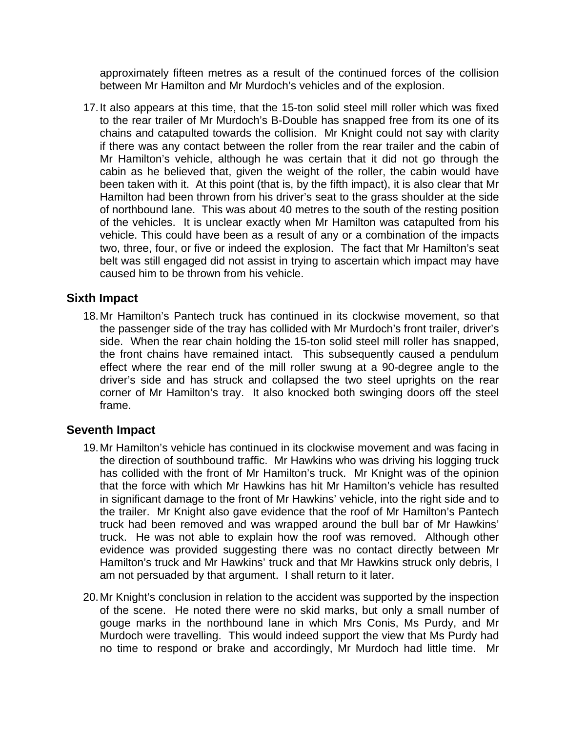approximately fifteen metres as a result of the continued forces of the collision between Mr Hamilton and Mr Murdoch's vehicles and of the explosion.

17. It also appears at this time, that the 15-ton solid steel mill roller which was fixed to the rear trailer of Mr Murdoch's B-Double has snapped free from its one of its chains and catapulted towards the collision. Mr Knight could not say with clarity if there was any contact between the roller from the rear trailer and the cabin of Mr Hamilton's vehicle, although he was certain that it did not go through the cabin as he believed that, given the weight of the roller, the cabin would have been taken with it. At this point (that is, by the fifth impact), it is also clear that Mr Hamilton had been thrown from his driver's seat to the grass shoulder at the side of northbound lane. This was about 40 metres to the south of the resting position of the vehicles. It is unclear exactly when Mr Hamilton was catapulted from his vehicle. This could have been as a result of any or a combination of the impacts two, three, four, or five or indeed the explosion. The fact that Mr Hamilton's seat belt was still engaged did not assist in trying to ascertain which impact may have caused him to be thrown from his vehicle.

### Sixth Impact

18. Mr Hamilton's Pantech truck has continued in its clockwise movement, so that the passenger side of the tray has collided with Mr Murdoch's front trailer, driver's side. When the rear chain holding the 15-ton solid steel mill roller has snapped, the front chains have remained intact. This subsequently caused a pendulum effect where the rear end of the mill roller swung at a 90-degree angle to the driver's side and has struck and collapsed the two steel uprights on the rear corner of Mr Hamilton's tray. It also knocked both swinging doors off the steel frame.

### Seventh Impact

19. Mr Hamilton's vehicle has continued in its clockwise movement and was facing in the direction of southbound traffic. Mr Hawkins who was driving his logging truck has collided with the front of Mr Hamilton's truck. Mr Knight was of the opinion that the force with which Mr Hawkins has hit Mr Hamilton's vehicle has resulted in significant damage to the front of Mr Hawkins' vehicle, into the right side and to the trailer. Mr Knight also gave evidence that the roof of Mr Hamilton's Pantech truck had been removed and was wrapped around the bull bar of Mr Hawkins' truck. He was not able to explain how the roof was removed. Although other evidence was provided suggesting there was no contact directly between Mr Hamilton's truck and Mr Hawkins' truck and that Mr Hawkins struck only debris, I am not persuaded by that argument. I shall return to it later.

20. Mr Knight's conclusion in relation to the accident was supported by the inspection of the scene. He noted there were no skid marks, but only a small number of gouge marks in the northbound lane in which Mrs Conis, Ms Purdy, and Mr Murdoch were travelling. This would indeed support the view that Ms Purdy had no time to respond or brake and accordingly, Mr Murdoch had little time. Mr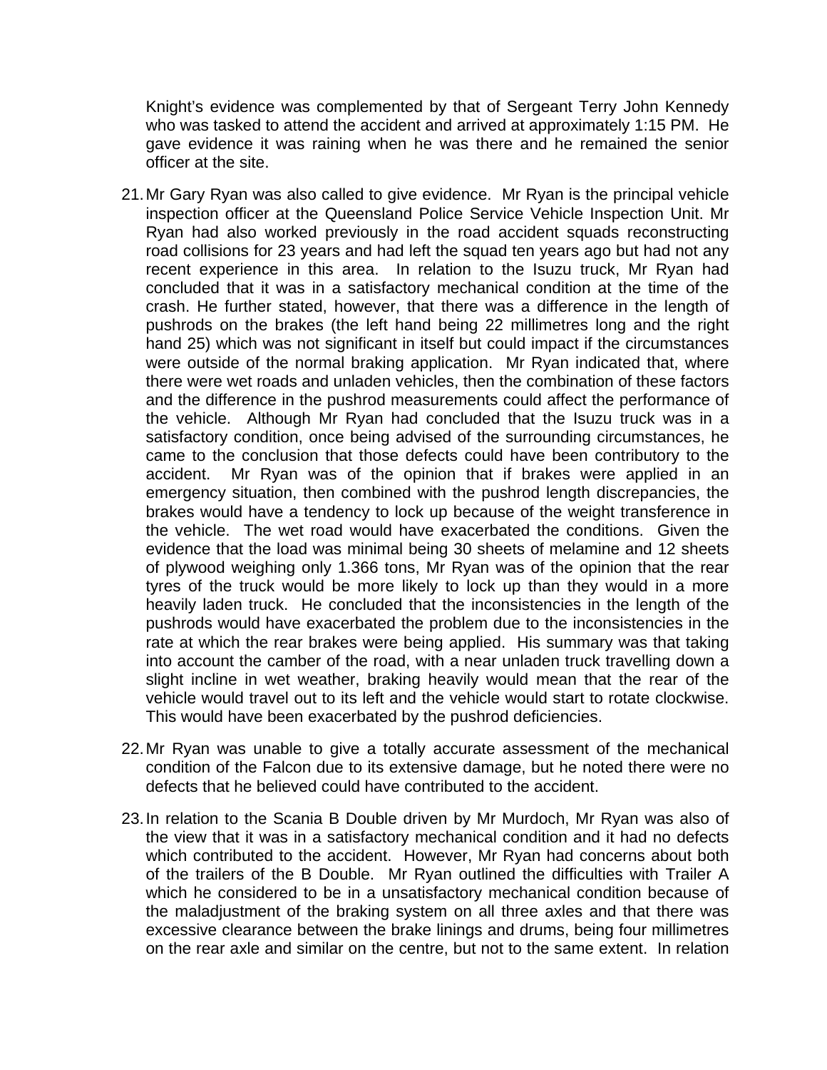Knight's evidence was complemented by that of Sergeant Terry John Kennedy who was tasked to attend the accident and arrived at approximately 1:15 PM. He gave evidence it was raining when he was there and he remained the senior officer at the site.

21. Mr Gary Ryan was also called to give evidence. Mr Ryan is the principal vehicle inspection officer at the Queensland Police Service Vehicle Inspection Unit. Mr Ryan had also worked previously in the road accident squads reconstructing road collisions for 23 years and had left the squad ten years ago but had not any recent experience in this area. In relation to the Isuzu truck, Mr Ryan had concluded that it was in a satisfactory mechanical condition at the time of the crash. He further stated, however, that there was a difference in the length of pushrods on the brakes (the left hand being 22 millimetres long and the right hand 25) which was not significant in itself but could impact if the circumstances were outside of the normal braking application. Mr Ryan indicated that, where there were wet roads and unladen vehicles, then the combination of these factors and the difference in the pushrod measurements could affect the performance of the vehicle. Although Mr Ryan had concluded that the Isuzu truck was in a satisfactory condition, once being advised of the surrounding circumstances, he came to the conclusion that those defects could have been contributory to the accident. Mr Ryan was of the opinion that if brakes were applied in an emergency situation, then combined with the pushrod length discrepancies, the brakes would have a tendency to lock up because of the weight transference in the vehicle. The wet road would have exacerbated the conditions. Given the evidence that the load was minimal being 30 sheets of melamine and 12 sheets of plywood weighing only 1.366 tons, Mr Ryan was of the opinion that the rear tyres of the truck would be more likely to lock up than they would in a more heavily laden truck. He concluded that the inconsistencies in the length of the pushrods would have exacerbated the problem due to the inconsistencies in the rate at which the rear brakes were being applied. His summary was that taking into account the camber of the road, with a near unladen truck travelling down a slight incline in wet weather, braking heavily would mean that the rear of the vehicle would travel out to its left and the vehicle would start to rotate clockwise. This would have been exacerbated by the pushrod deficiencies.

22. Mr Ryan was unable to give a totally accurate assessment of the mechanical condition of the Falcon due to its extensive damage, but he noted there were no defects that he believed could have contributed to the accident.

23. In relation to the Scania B Double driven by Mr Murdoch, Mr Ryan was also of the view that it was in a satisfactory mechanical condition and it had no defects which contributed to the accident. However, Mr Ryan had concerns about both of the trailers of the B Double. Mr Ryan outlined the difficulties with Trailer A which he considered to be in a unsatisfactory mechanical condition because of the maladjustment of the braking system on all three axles and that there was excessive clearance between the brake linings and drums, being four millimetres on the rear axle and similar on the centre, but not to the same extent. In relation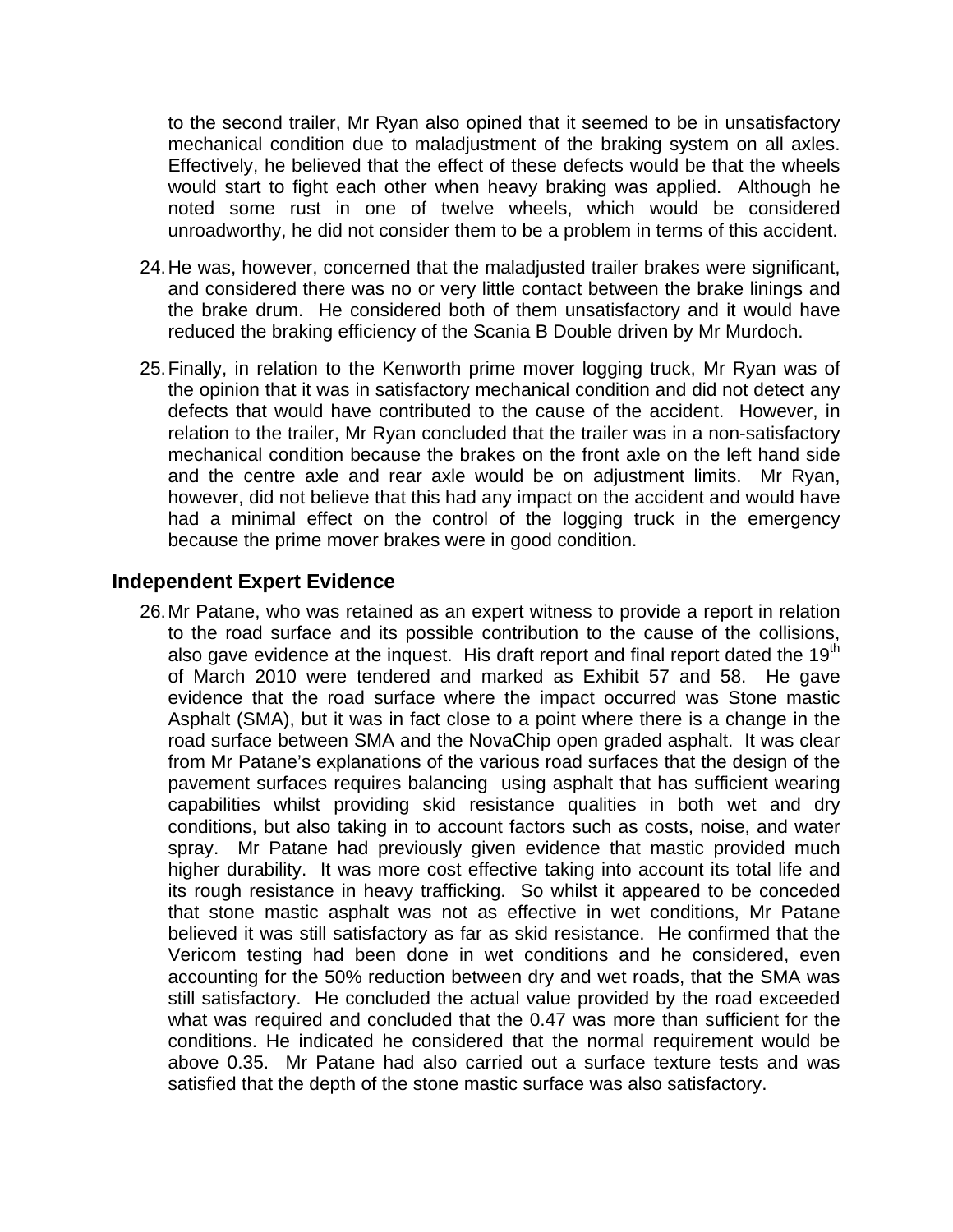to the second trailer, Mr Ryan also opined that it seemed to be in unsatisfactory mechanical condition due to maladjustment of the braking system on all axles. Effectively, he believed that the effect of these defects would be that the wheels would start to fight each other when heavy braking was applied. Although he noted some rust in one of twelve wheels, which would be considered unroadworthy, he did not consider them to be a problem in terms of this accident.

24. He was, however, concerned that the maladjusted trailer brakes were significant, and considered there was no or very little contact between the brake linings and the brake drum. He considered both of them unsatisfactory and it would have reduced the braking efficiency of the Scania B Double driven by Mr Murdoch.

25. Finally, in relation to the Kenworth prime mover logging truck, Mr Ryan was of the opinion that it was in satisfactory mechanical condition and did not detect any defects that would have contributed to the cause of the accident. However, in relation to the trailer, Mr Ryan concluded that the trailer was in a non-satisfactory mechanical condition because the brakes on the front axle on the left hand side and the centre axle and rear axle would be on adjustment limits. Mr Ryan, however, did not believe that this had any impact on the accident and would have had a minimal effect on the control of the logging truck in the emergency because the prime mover brakes were in good condition.

## Independent Expert Evidence

26. Mr Patane, who was retained as an expert witness to provide a report in relation to the road surface and its possible contribution to the cause of the collisions, also gave evidence at the inquest. His draft report and final report dated the 19th of March 2010 were tendered and marked as Exhibit 57 and 58. He gave evidence that the road surface where the impact occurred was Stone mastic Asphalt (SMA), but it was in fact close to a point where there is a change in the road surface between SMA and the NovaChip open graded asphalt. It was clear from Mr Patane's explanations of the various road surfaces that the design of the pavement surfaces requires balancing using asphalt that has sufficient wearing capabilities whilst providing skid resistance qualities in both wet and dry conditions, but also taking in to account factors such as costs, noise, and water spray. Mr Patane had previously given evidence that mastic provided much higher durability. It was more cost effective taking into account its total life and its rough resistance in heavy trafficking. So whilst it appeared to be conceded that stone mastic asphalt was not as effective in wet conditions, Mr Patane believed it was still satisfactory as far as skid resistance. He confirmed that the Vericom testing had been done in wet conditions and he considered, even accounting for the 50% reduction between dry and wet roads, that the SMA was still satisfactory. He concluded the actual value provided by the road exceeded what was required and concluded that the 0.47 was more than sufficient for the conditions. He indicated he considered that the normal requirement would be above 0.35. Mr Patane had also carried out a surface texture tests and was satisfied that the depth of the stone mastic surface was also satisfactory.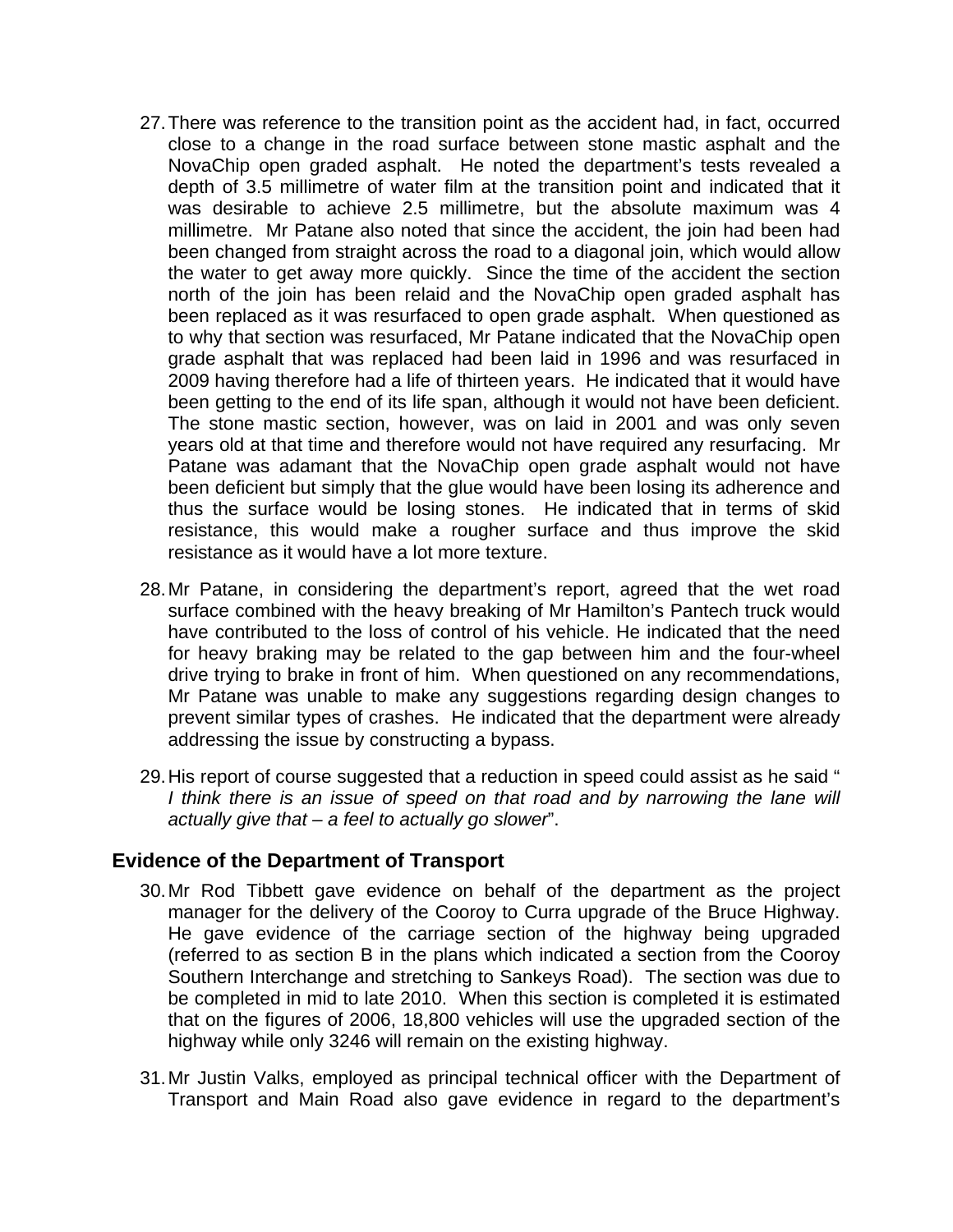27. There was reference to the transition point as the accident had, in fact, occurred close to a change in the road surface between stone mastic asphalt and the NovaChip open graded asphalt. He noted the department's tests revealed a depth of 3.5 millimetre of water film at the transition point and indicated that it was desirable to achieve 2.5 millimetre, but the absolute maximum was 4 millimetre. Mr Patane also noted that since the accident, the join had been had been changed from straight across the road to a diagonal join, which would allow the water to get away more quickly. Since the time of the accident the section north of the join has been relaid and the NovaChip open graded asphalt has been replaced as it was resurfaced to open grade asphalt. When questioned as to why that section was resurfaced, Mr Patane indicated that the NovaChip open grade asphalt that was replaced had been laid in 1996 and was resurfaced in 2009 having therefore had a life of thirteen years. He indicated that it would have been getting to the end of its life span, although it would not have been deficient. The stone mastic section, however, was on laid in 2001 and was only seven years old at that time and therefore would not have required any resurfacing. Mr Patane was adamant that the NovaChip open grade asphalt would not have been deficient but simply that the glue would have been losing its adherence and thus the surface would be losing stones. He indicated that in terms of skid resistance, this would make a rougher surface and thus improve the skid resistance as it would have a lot more texture.

28. Mr Patane, in considering the department's report, agreed that the wet road surface combined with the heavy breaking of Mr Hamilton's Pantech truck would have contributed to the loss of control of his vehicle. He indicated that the need for heavy braking may be related to the gap between him and the four-wheel drive trying to brake in front of him. When questioned on any recommendations, Mr Patane was unable to make any suggestions regarding design changes to prevent similar types of crashes. He indicated that the department were already addressing the issue by constructing a bypass.

29. His report of course suggested that a reduction in speed could assist as he said "*I think there is an issue of speed on that road and by narrowing the lane will actually give that – a feel to actually go slower*".

## Evidence of the Department of Transport

30. Mr Rod Tibbett gave evidence on behalf of the department as the project manager for the delivery of the Cooroy to Curra upgrade of the Bruce Highway. He gave evidence of the carriage section of the highway being upgraded (referred to as section B in the plans which indicated a section from the Cooroy Southern Interchange and stretching to Sankeys Road). The section was due to be completed in mid to late 2010. When this section is completed it is estimated that on the figures of 2006, 18,800 vehicles will use the upgraded section of the highway while only 3246 will remain on the existing highway.

31. Mr Justin Valks, employed as principal technical officer with the Department of Transport and Main Road also gave evidence in regard to the department's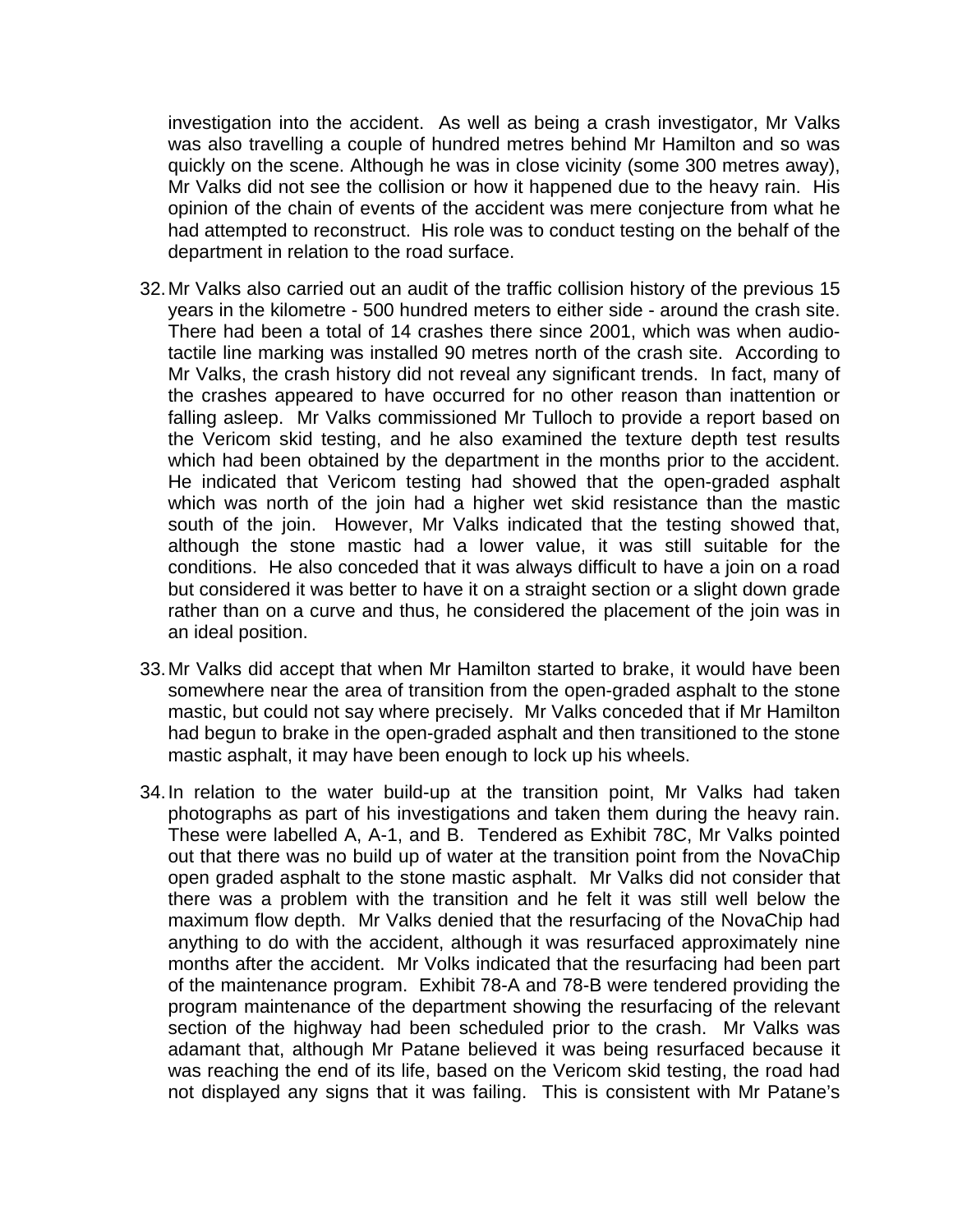investigation into the accident. As well as being a crash investigator, Mr Valks was also travelling a couple of hundred metres behind Mr Hamilton and so was quickly on the scene. Although he was in close vicinity (some 300 metres away), Mr Valks did not see the collision or how it happened due to the heavy rain. His opinion of the chain of events of the accident was mere conjecture from what he had attempted to reconstruct. His role was to conduct testing on the behalf of the department in relation to the road surface.

32. Mr Valks also carried out an audit of the traffic collision history of the previous 15 years in the kilometre - 500 hundred meters to either side - around the crash site. There had been a total of 14 crashes there since 2001, which was when audio-tactile line marking was installed 90 metres north of the crash site. According to Mr Valks, the crash history did not reveal any significant trends. In fact, many of the crashes appeared to have occurred for no other reason than inattention or falling asleep. Mr Valks commissioned Mr Tulloch to provide a report based on the Vericom skid testing, and he also examined the texture depth test results which had been obtained by the department in the months prior to the accident. He indicated that Vericom testing had showed that the open-graded asphalt which was north of the join had a higher wet skid resistance than the mastic south of the join. However, Mr Valks indicated that the testing showed that, although the stone mastic had a lower value, it was still suitable for the conditions. He also conceded that it was always difficult to have a join on a road but considered it was better to have it on a straight section or a slight down grade rather than on a curve and thus, he considered the placement of the join was in an ideal position.

33. Mr Valks did accept that when Mr Hamilton started to brake, it would have been somewhere near the area of transition from the open-graded asphalt to the stone mastic, but could not say where precisely. Mr Valks conceded that if Mr Hamilton had begun to brake in the open-graded asphalt and then transitioned to the stone mastic asphalt, it may have been enough to lock up his wheels.

34. In relation to the water build-up at the transition point, Mr Valks had taken photographs as part of his investigations and taken them during the heavy rain. These were labelled A, A-1, and B. Tendered as Exhibit 78C, Mr Valks pointed out that there was no build up of water at the transition point from the NovaChip open graded asphalt to the stone mastic asphalt. Mr Valks did not consider that there was a problem with the transition and he felt it was still well below the maximum flow depth. Mr Valks denied that the resurfacing of the NovaChip had anything to do with the accident, although it was resurfaced approximately nine months after the accident. Mr Volks indicated that the resurfacing had been part of the maintenance program. Exhibit 78-A and 78-B were tendered providing the program maintenance of the department showing the resurfacing of the relevant section of the highway had been scheduled prior to the crash. Mr Valks was adamant that, although Mr Patane believed it was being resurfaced because it was reaching the end of its life, based on the Vericom skid testing, the road had not displayed any signs that it was failing. This is consistent with Mr Patane's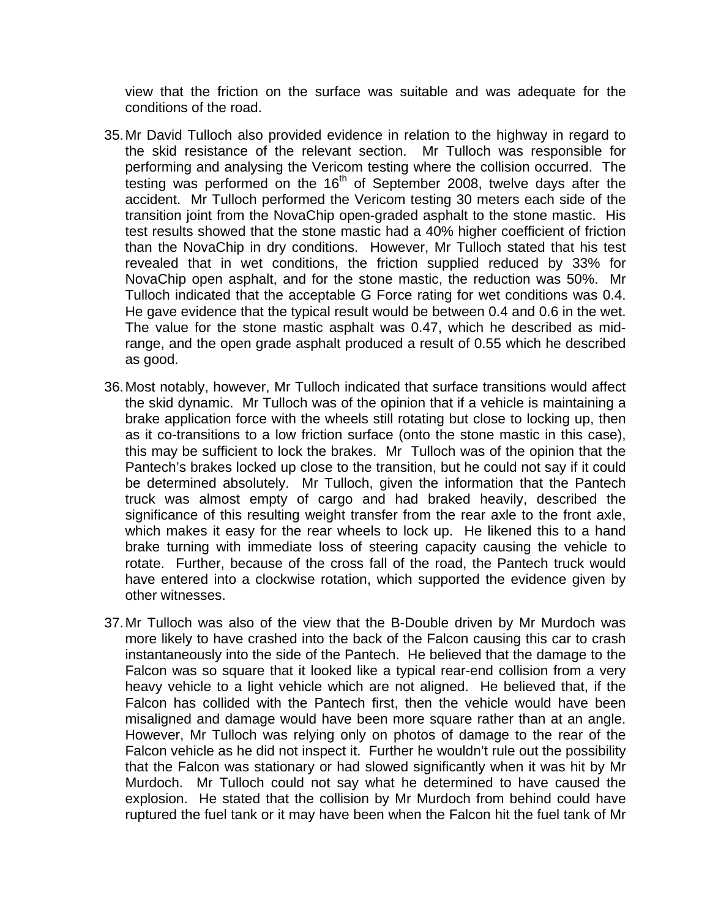view that the friction on the surface was suitable and was adequate for the conditions of the road.

35. Mr David Tulloch also provided evidence in relation to the highway in regard to the skid resistance of the relevant section. Mr Tulloch was responsible for performing and analysing the Vericom testing where the collision occurred. The testing was performed on the 16th of September 2008, twelve days after the accident. Mr Tulloch performed the Vericom testing 30 meters each side of the transition joint from the NovaChip open-graded asphalt to the stone mastic. His test results showed that the stone mastic had a 40% higher coefficient of friction than the NovaChip in dry conditions. However, Mr Tulloch stated that his test revealed that in wet conditions, the friction supplied reduced by 33% for NovaChip open asphalt, and for the stone mastic, the reduction was 50%. Mr Tulloch indicated that the acceptable G Force rating for wet conditions was 0.4. He gave evidence that the typical result would be between 0.4 and 0.6 in the wet. The value for the stone mastic asphalt was 0.47, which he described as mid-range, and the open grade asphalt produced a result of 0.55 which he described as good.

36. Most notably, however, Mr Tulloch indicated that surface transitions would affect the skid dynamic. Mr Tulloch was of the opinion that if a vehicle is maintaining a brake application force with the wheels still rotating but close to locking up, then as it co-transitions to a low friction surface (onto the stone mastic in this case), this may be sufficient to lock the brakes. Mr Tulloch was of the opinion that the Pantech's brakes locked up close to the transition, but he could not say if it could be determined absolutely. Mr Tulloch, given the information that the Pantech truck was almost empty of cargo and had braked heavily, described the significance of this resulting weight transfer from the rear axle to the front axle, which makes it easy for the rear wheels to lock up. He likened this to a hand brake turning with immediate loss of steering capacity causing the vehicle to rotate. Further, because of the cross fall of the road, the Pantech truck would have entered into a clockwise rotation, which supported the evidence given by other witnesses.

37. Mr Tulloch was also of the view that the B-Double driven by Mr Murdoch was more likely to have crashed into the back of the Falcon causing this car to crash instantaneously into the side of the Pantech. He believed that the damage to the Falcon was so square that it looked like a typical rear-end collision from a very heavy vehicle to a light vehicle which are not aligned. He believed that, if the Falcon has collided with the Pantech first, then the vehicle would have been misaligned and damage would have been more square rather than at an angle. However, Mr Tulloch was relying only on photos of damage to the rear of the Falcon vehicle as he did not inspect it. Further he wouldn't rule out the possibility that the Falcon was stationary or had slowed significantly when it was hit by Mr Murdoch. Mr Tulloch could not say what he determined to have caused the explosion. He stated that the collision by Mr Murdoch from behind could have ruptured the fuel tank or it may have been when the Falcon hit the fuel tank of Mr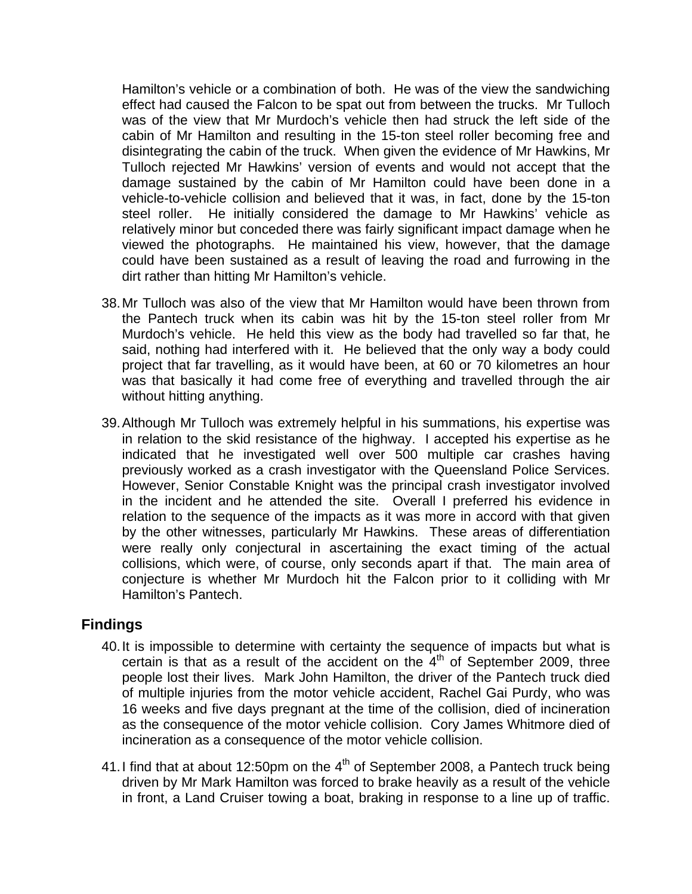Hamilton's vehicle or a combination of both. He was of the view the sandwiching effect had caused the Falcon to be spat out from between the trucks. Mr Tulloch was of the view that Mr Murdoch's vehicle then had struck the left side of the cabin of Mr Hamilton and resulting in the 15-ton steel roller becoming free and disintegrating the cabin of the truck. When given the evidence of Mr Hawkins, Mr Tulloch rejected Mr Hawkins' version of events and would not accept that the damage sustained by the cabin of Mr Hamilton could have been done in a vehicle-to-vehicle collision and believed that it was, in fact, done by the 15-ton steel roller. He initially considered the damage to Mr Hawkins' vehicle as relatively minor but conceded there was fairly significant impact damage when he viewed the photographs. He maintained his view, however, that the damage could have been sustained as a result of leaving the road and furrowing in the dirt rather than hitting Mr Hamilton's vehicle.

38. Mr Tulloch was also of the view that Mr Hamilton would have been thrown from the Pantech truck when its cabin was hit by the 15-ton steel roller from Mr Murdoch's vehicle. He held this view as the body had travelled so far that, he said, nothing had interfered with it. He believed that the only way a body could project that far travelling, as it would have been, at 60 or 70 kilometres an hour was that basically it had come free of everything and travelled through the air without hitting anything.

39. Although Mr Tulloch was extremely helpful in his summations, his expertise was in relation to the skid resistance of the highway. I accepted his expertise as he indicated that he investigated well over 500 multiple car crashes having previously worked as a crash investigator with the Queensland Police Services. However, Senior Constable Knight was the principal crash investigator involved in the incident and he attended the site. Overall I preferred his evidence in relation to the sequence of the impacts as it was more in accord with that given by the other witnesses, particularly Mr Hawkins. These areas of differentiation were really only conjectural in ascertaining the exact timing of the actual collisions, which were, of course, only seconds apart if that. The main area of conjecture is whether Mr Murdoch hit the Falcon prior to it colliding with Mr Hamilton's Pantech.

## Findings

40. It is impossible to determine with certainty the sequence of impacts but what is certain is that as a result of the accident on the 4th of September 2009, three people lost their lives. Mark John Hamilton, the driver of the Pantech truck died of multiple injuries from the motor vehicle accident, Rachel Gai Purdy, who was 16 weeks and five days pregnant at the time of the collision, died of incineration as the consequence of the motor vehicle collision. Cory James Whitmore died of incineration as a consequence of the motor vehicle collision.

41. I find that at about 12:50pm on the 4th of September 2008, a Pantech truck being driven by Mr Mark Hamilton was forced to brake heavily as a result of the vehicle in front, a Land Cruiser towing a boat, braking in response to a line up of traffic.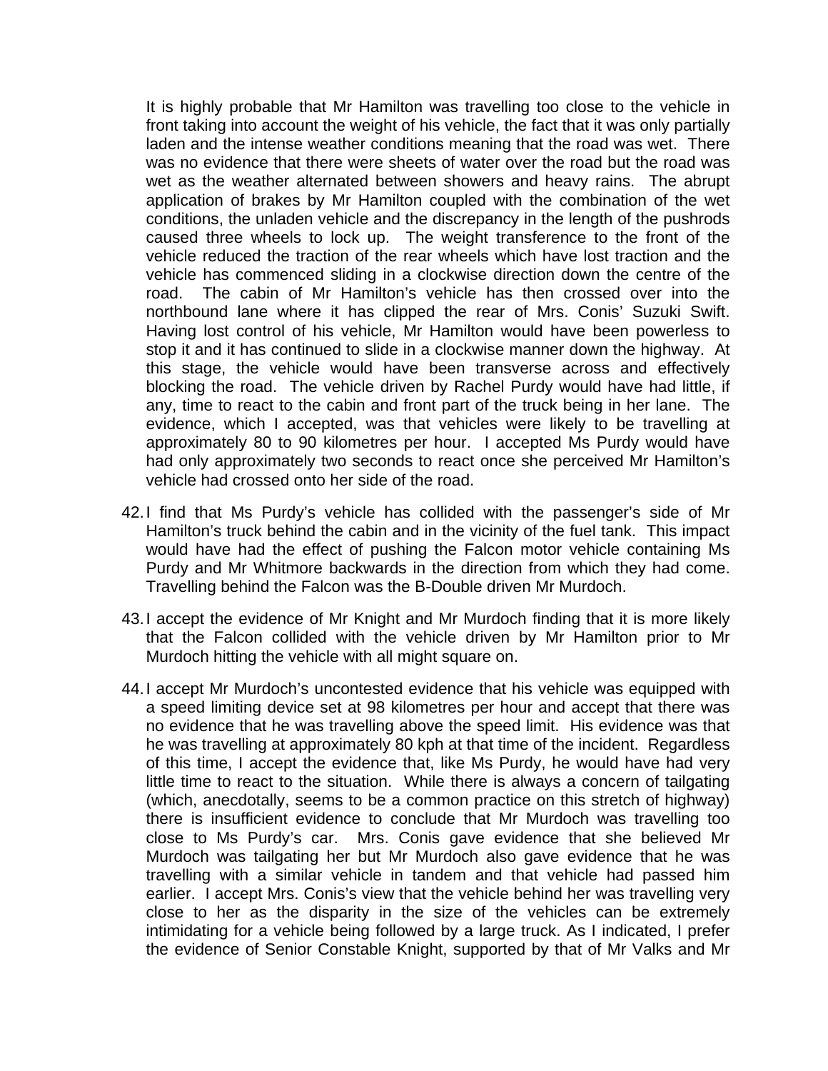It is highly probable that Mr Hamilton was travelling too close to the vehicle in front taking into account the weight of his vehicle, the fact that it was only partially laden and the intense weather conditions meaning that the road was wet. There was no evidence that there were sheets of water over the road but the road was wet as the weather alternated between showers and heavy rains. The abrupt application of brakes by Mr Hamilton coupled with the combination of the wet conditions, the unladen vehicle and the discrepancy in the length of the pushrods caused three wheels to lock up. The weight transference to the front of the vehicle reduced the traction of the rear wheels which have lost traction and the vehicle has commenced sliding in a clockwise direction down the centre of the road. The cabin of Mr Hamilton's vehicle has then crossed over into the northbound lane where it has clipped the rear of Mrs. Conis' Suzuki Swift. Having lost control of his vehicle, Mr Hamilton would have been powerless to stop it and it has continued to slide in a clockwise manner down the highway. At this stage, the vehicle would have been transverse across and effectively blocking the road. The vehicle driven by Rachel Purdy would have had little, if any, time to react to the cabin and front part of the truck being in her lane. The evidence, which I accepted, was that vehicles were likely to be travelling at approximately 80 to 90 kilometres per hour. I accepted Ms Purdy would have had only approximately two seconds to react once she perceived Mr Hamilton's vehicle had crossed onto her side of the road.

42. I find that Ms Purdy's vehicle has collided with the passenger's side of Mr Hamilton's truck behind the cabin and in the vicinity of the fuel tank. This impact would have had the effect of pushing the Falcon motor vehicle containing Ms Purdy and Mr Whitmore backwards in the direction from which they had come. Travelling behind the Falcon was the B-Double driven Mr Murdoch.

43. I accept the evidence of Mr Knight and Mr Murdoch finding that it is more likely that the Falcon collided with the vehicle driven by Mr Hamilton prior to Mr Murdoch hitting the vehicle with all might square on.

44. I accept Mr Murdoch's uncontested evidence that his vehicle was equipped with a speed limiting device set at 98 kilometres per hour and accept that there was no evidence that he was travelling above the speed limit. His evidence was that he was travelling at approximately 80 kph at that time of the incident. Regardless of this time, I accept the evidence that, like Ms Purdy, he would have had very little time to react to the situation. While there is always a concern of tailgating (which, anecdotally, seems to be a common practice on this stretch of highway) there is insufficient evidence to conclude that Mr Murdoch was travelling too close to Ms Purdy's car. Mrs. Conis gave evidence that she believed Mr Murdoch was tailgating her but Mr Murdoch also gave evidence that he was travelling with a similar vehicle in tandem and that vehicle had passed him earlier. I accept Mrs. Conis's view that the vehicle behind her was travelling very close to her as the disparity in the size of the vehicles can be extremely intimidating for a vehicle being followed by a large truck. As I indicated, I prefer the evidence of Senior Constable Knight, supported by that of Mr Valks and Mr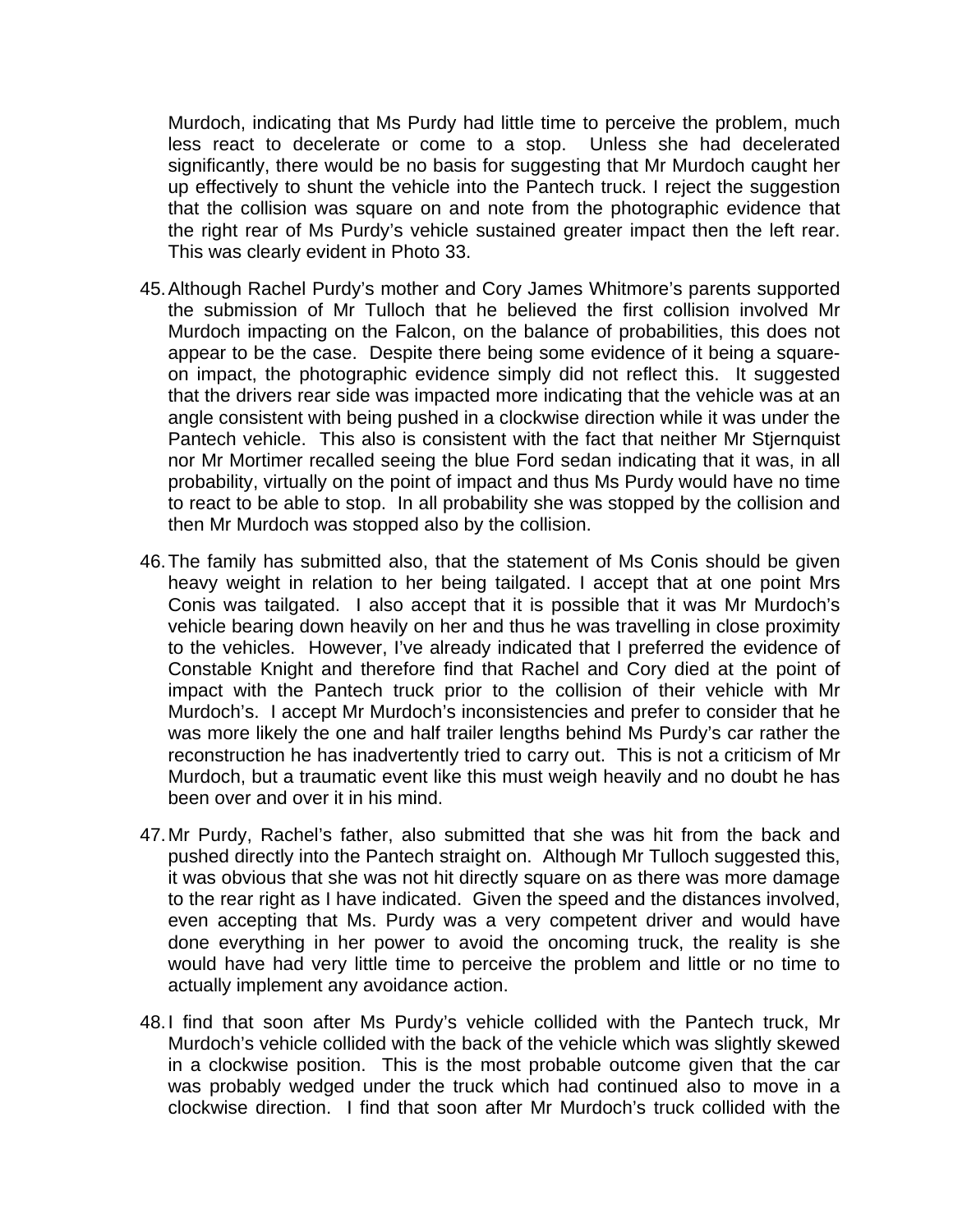Murdoch, indicating that Ms Purdy had little time to perceive the problem, much less react to decelerate or come to a stop. Unless she had decelerated significantly, there would be no basis for suggesting that Mr Murdoch caught her up effectively to shunt the vehicle into the Pantech truck. I reject the suggestion that the collision was square on and note from the photographic evidence that the right rear of Ms Purdy's vehicle sustained greater impact then the left rear. This was clearly evident in Photo 33.

45. Although Rachel Purdy's mother and Cory James Whitmore's parents supported the submission of Mr Tulloch that he believed the first collision involved Mr Murdoch impacting on the Falcon, on the balance of probabilities, this does not appear to be the case. Despite there being some evidence of it being a square-on impact, the photographic evidence simply did not reflect this. It suggested that the drivers rear side was impacted more indicating that the vehicle was at an angle consistent with being pushed in a clockwise direction while it was under the Pantech vehicle. This also is consistent with the fact that neither Mr Stjernquist nor Mr Mortimer recalled seeing the blue Ford sedan indicating that it was, in all probability, virtually on the point of impact and thus Ms Purdy would have no time to react to be able to stop. In all probability she was stopped by the collision and then Mr Murdoch was stopped also by the collision.

46. The family has submitted also, that the statement of Ms Conis should be given heavy weight in relation to her being tailgated. I accept that at one point Mrs Conis was tailgated. I also accept that it is possible that it was Mr Murdoch's vehicle bearing down heavily on her and thus he was travelling in close proximity to the vehicles. However, I've already indicated that I preferred the evidence of Constable Knight and therefore find that Rachel and Cory died at the point of impact with the Pantech truck prior to the collision of their vehicle with Mr Murdoch's. I accept Mr Murdoch's inconsistencies and prefer to consider that he was more likely the one and half trailer lengths behind Ms Purdy's car rather the reconstruction he has inadvertently tried to carry out. This is not a criticism of Mr Murdoch, but a traumatic event like this must weigh heavily and no doubt he has been over and over it in his mind.

47. Mr Purdy, Rachel's father, also submitted that she was hit from the back and pushed directly into the Pantech straight on. Although Mr Tulloch suggested this, it was obvious that she was not hit directly square on as there was more damage to the rear right as I have indicated. Given the speed and the distances involved, even accepting that Ms. Purdy was a very competent driver and would have done everything in her power to avoid the oncoming truck, the reality is she would have had very little time to perceive the problem and little or no time to actually implement any avoidance action.

48. I find that soon after Ms Purdy's vehicle collided with the Pantech truck, Mr Murdoch's vehicle collided with the back of the vehicle which was slightly skewed in a clockwise position. This is the most probable outcome given that the car was probably wedged under the truck which had continued also to move in a clockwise direction. I find that soon after Mr Murdoch's truck collided with the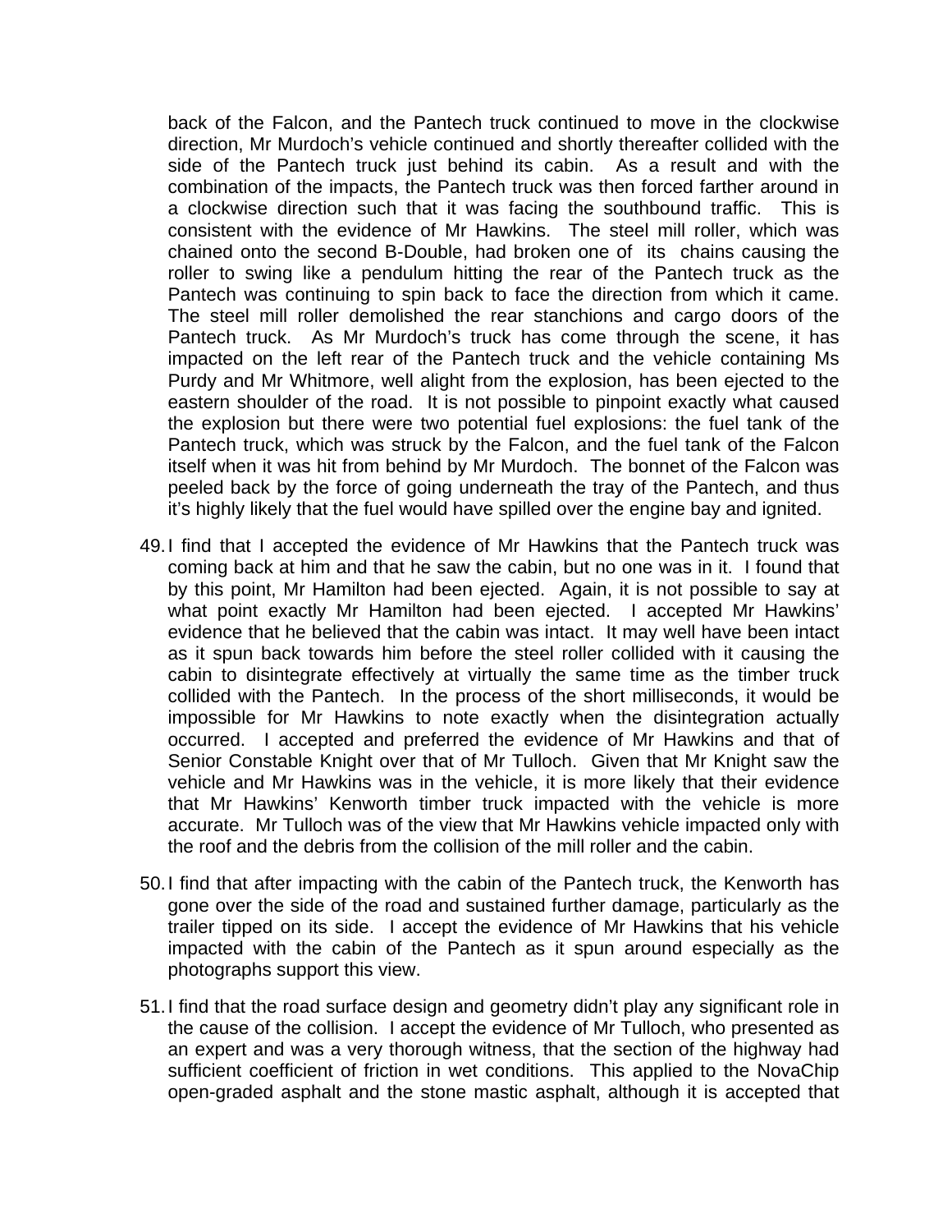back of the Falcon, and the Pantech truck continued to move in the clockwise direction, Mr Murdoch's vehicle continued and shortly thereafter collided with the side of the Pantech truck just behind its cabin. As a result and with the combination of the impacts, the Pantech truck was then forced farther around in a clockwise direction such that it was facing the southbound traffic. This is consistent with the evidence of Mr Hawkins. The steel mill roller, which was chained onto the second B-Double, had broken one of its chains causing the roller to swing like a pendulum hitting the rear of the Pantech truck as the Pantech was continuing to spin back to face the direction from which it came. The steel mill roller demolished the rear stanchions and cargo doors of the Pantech truck. As Mr Murdoch's truck has come through the scene, it has impacted on the left rear of the Pantech truck and the vehicle containing Ms Purdy and Mr Whitmore, well alight from the explosion, has been ejected to the eastern shoulder of the road. It is not possible to pinpoint exactly what caused the explosion but there were two potential fuel explosions: the fuel tank of the Pantech truck, which was struck by the Falcon, and the fuel tank of the Falcon itself when it was hit from behind by Mr Murdoch. The bonnet of the Falcon was peeled back by the force of going underneath the tray of the Pantech, and thus it's highly likely that the fuel would have spilled over the engine bay and ignited.

49. I find that I accepted the evidence of Mr Hawkins that the Pantech truck was coming back at him and that he saw the cabin, but no one was in it. I found that by this point, Mr Hamilton had been ejected. Again, it is not possible to say at what point exactly Mr Hamilton had been ejected. I accepted Mr Hawkins' evidence that he believed that the cabin was intact. It may well have been intact as it spun back towards him before the steel roller collided with it causing the cabin to disintegrate effectively at virtually the same time as the timber truck collided with the Pantech. In the process of the short milliseconds, it would be impossible for Mr Hawkins to note exactly when the disintegration actually occurred. I accepted and preferred the evidence of Mr Hawkins and that of Senior Constable Knight over that of Mr Tulloch. Given that Mr Knight saw the vehicle and Mr Hawkins was in the vehicle, it is more likely that their evidence that Mr Hawkins' Kenworth timber truck impacted with the vehicle is more accurate. Mr Tulloch was of the view that Mr Hawkins vehicle impacted only with the roof and the debris from the collision of the mill roller and the cabin.

50. I find that after impacting with the cabin of the Pantech truck, the Kenworth has gone over the side of the road and sustained further damage, particularly as the trailer tipped on its side. I accept the evidence of Mr Hawkins that his vehicle impacted with the cabin of the Pantech as it spun around especially as the photographs support this view.

51. I find that the road surface design and geometry didn't play any significant role in the cause of the collision. I accept the evidence of Mr Tulloch, who presented as an expert and was a very thorough witness, that the section of the highway had sufficient coefficient of friction in wet conditions. This applied to the NovaChip open-graded asphalt and the stone mastic asphalt, although it is accepted that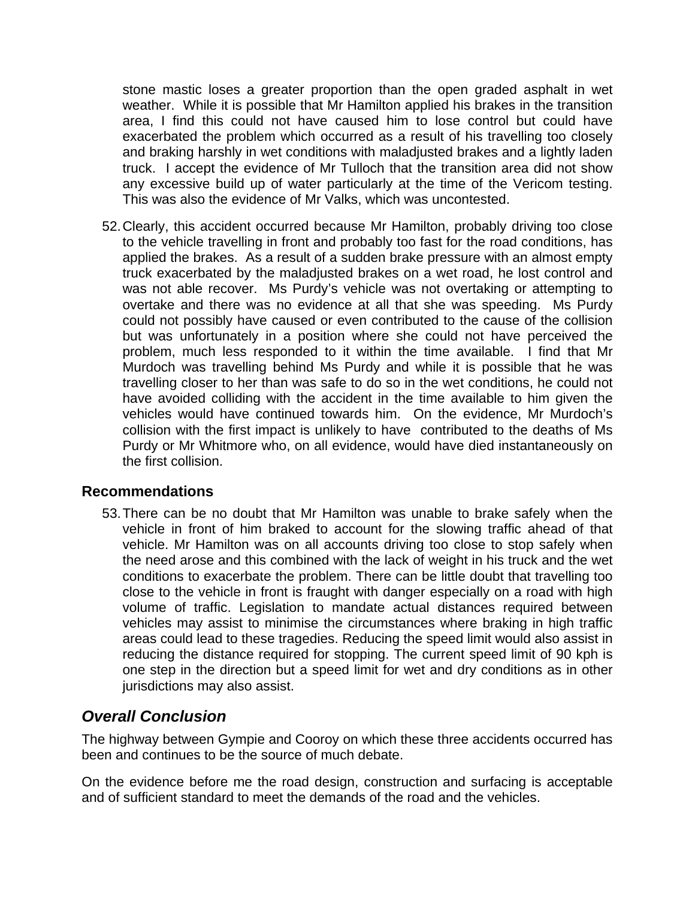stone mastic loses a greater proportion than the open graded asphalt in wet weather. While it is possible that Mr Hamilton applied his brakes in the transition area, I find this could not have caused him to lose control but could have exacerbated the problem which occurred as a result of his travelling too closely and braking harshly in wet conditions with maladjusted brakes and a lightly laden truck. I accept the evidence of Mr Tulloch that the transition area did not show any excessive build up of water particularly at the time of the Vericom testing. This was also the evidence of Mr Valks, which was uncontested.

52. Clearly, this accident occurred because Mr Hamilton, probably driving too close to the vehicle travelling in front and probably too fast for the road conditions, has applied the brakes. As a result of a sudden brake pressure with an almost empty truck exacerbated by the maladjusted brakes on a wet road, he lost control and was not able recover. Ms Purdy's vehicle was not overtaking or attempting to overtake and there was no evidence at all that she was speeding. Ms Purdy could not possibly have caused or even contributed to the cause of the collision but was unfortunately in a position where she could not have perceived the problem, much less responded to it within the time available. I find that Mr Murdoch was travelling behind Ms Purdy and while it is possible that he was travelling closer to her than was safe to do so in the wet conditions, he could not have avoided colliding with the accident in the time available to him given the vehicles would have continued towards him. On the evidence, Mr Murdoch's collision with the first impact is unlikely to have contributed to the deaths of Ms Purdy or Mr Whitmore who, on all evidence, would have died instantaneously on the first collision.

## Recommendations

53. There can be no doubt that Mr Hamilton was unable to brake safely when the vehicle in front of him braked to account for the slowing traffic ahead of that vehicle. Mr Hamilton was on all accounts driving too close to stop safely when the need arose and this combined with the lack of weight in his truck and the wet conditions to exacerbate the problem. There can be little doubt that travelling too close to the vehicle in front is fraught with danger especially on a road with high volume of traffic. Legislation to mandate actual distances required between vehicles may assist to minimise the circumstances where braking in high traffic areas could lead to these tragedies. Reducing the speed limit would also assist in reducing the distance required for stopping. The current speed limit of 90 kph is one step in the direction but a speed limit for wet and dry conditions as in other jurisdictions may also assist.

## *Overall Conclusion*

The highway between Gympie and Cooroy on which these three accidents occurred has been and continues to be the source of much debate.

On the evidence before me the road design, construction and surfacing is acceptable and of sufficient standard to meet the demands of the road and the vehicles.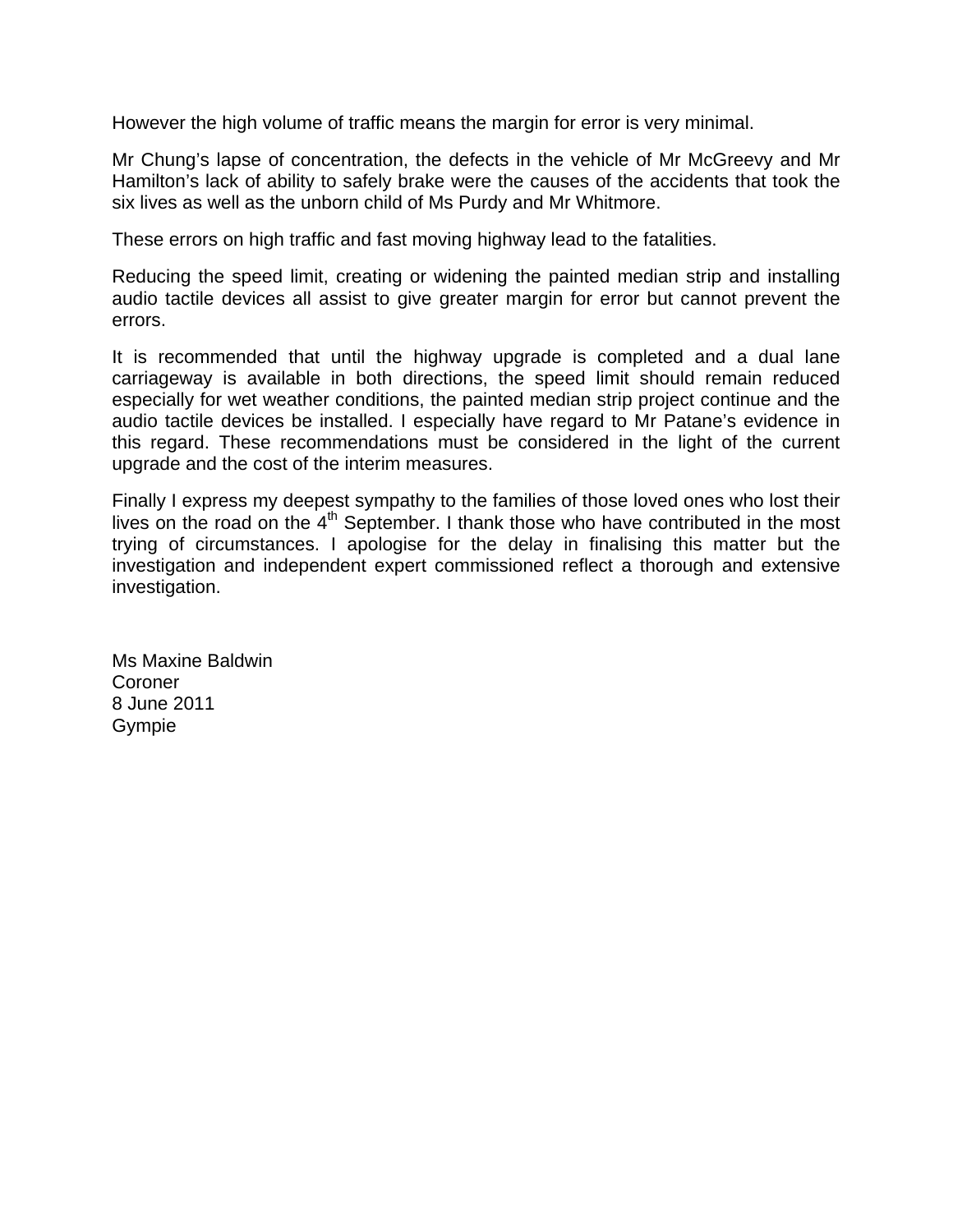However the high volume of traffic means the margin for error is very minimal.

Mr Chung's lapse of concentration, the defects in the vehicle of Mr McGreevy and Mr Hamilton's lack of ability to safely brake were the causes of the accidents that took the six lives as well as the unborn child of Ms Purdy and Mr Whitmore.

These errors on high traffic and fast moving highway lead to the fatalities.

Reducing the speed limit, creating or widening the painted median strip and installing audio tactile devices all assist to give greater margin for error but cannot prevent the errors.

It is recommended that until the highway upgrade is completed and a dual lane carriageway is available in both directions, the speed limit should remain reduced especially for wet weather conditions, the painted median strip project continue and the audio tactile devices be installed. I especially have regard to Mr Patane's evidence in this regard. These recommendations must be considered in the light of the current upgrade and the cost of the interim measures.

Finally I express my deepest sympathy to the families of those loved ones who lost their lives on the road on the 4th September. I thank those who have contributed in the most trying of circumstances. I apologise for the delay in finalising this matter but the investigation and independent expert commissioned reflect a thorough and extensive investigation.

Ms Maxine Baldwin
Coroner
8 June 2011
Gympie